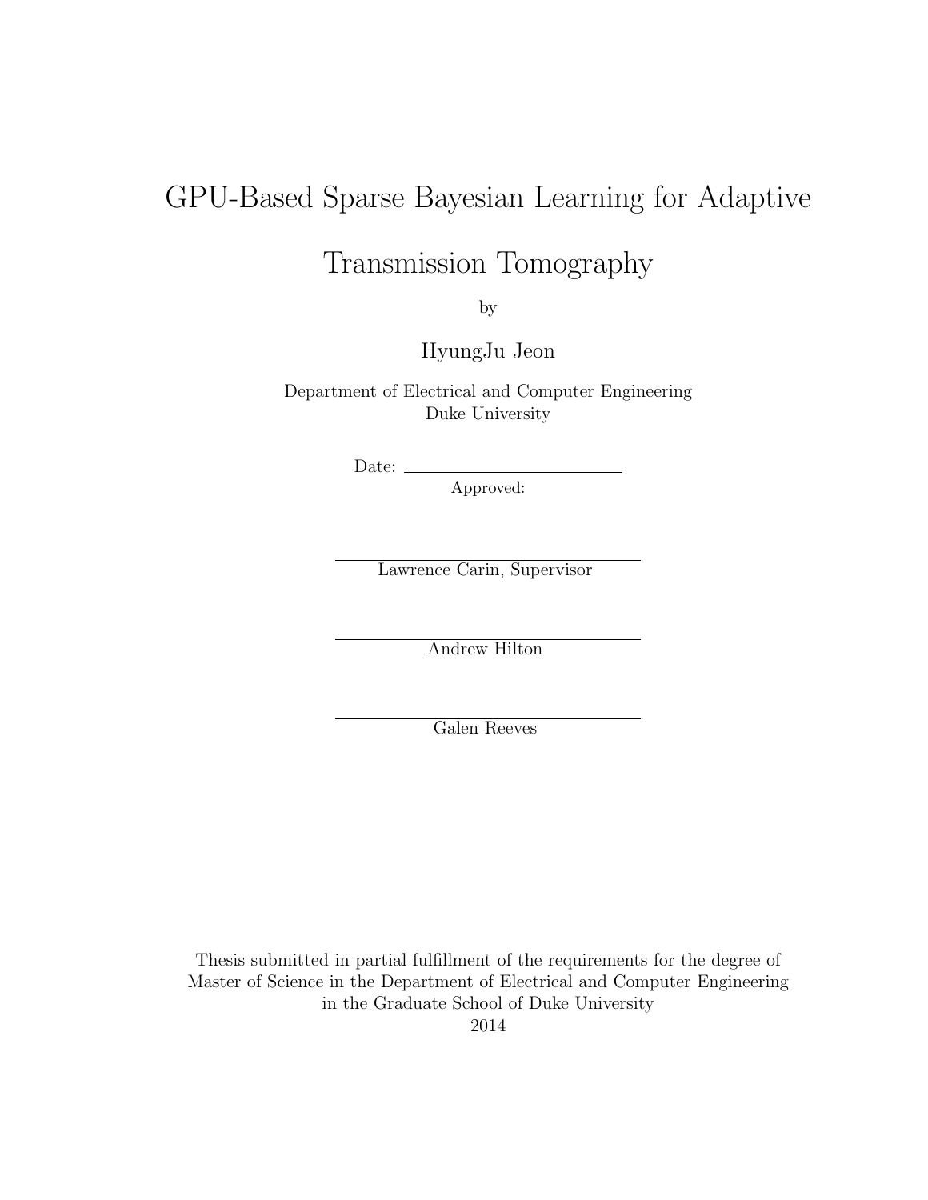# GPU-Based Sparse Bayesian Learning for Adaptive Transmission Tomography

by

HyungJu Jeon

Department of Electrical and Computer Engineering
Duke University

Date: ______________________
Approved:

______________________
Lawrence Carin, Supervisor

______________________
Andrew Hilton

______________________
Galen Reeves

Thesis submitted in partial fulfillment of the requirements for the degree of
Master of Science in the Department of Electrical and Computer Engineering
in the Graduate School of Duke University
2014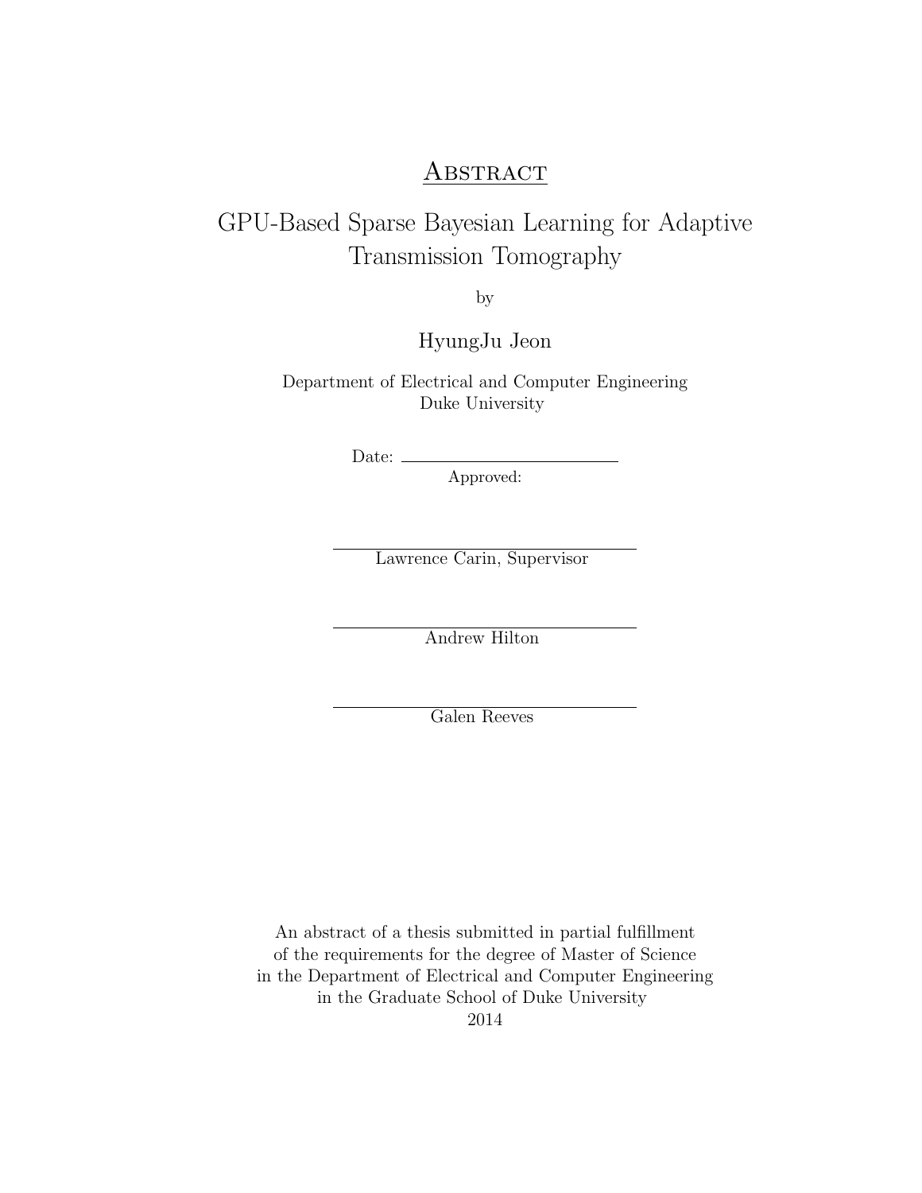# Abstract

## GPU-Based Sparse Bayesian Learning for Adaptive Transmission Tomography

by

HyungJu Jeon

Department of Electrical and Computer Engineering
Duke University

Date: ____________________

Approved:

____________________
Lawrence Carin, Supervisor

____________________
Andrew Hilton

____________________
Galen Reeves

An abstract of a thesis submitted in partial fulfillment
of the requirements for the degree of Master of Science
in the Department of Electrical and Computer Engineering
in the Graduate School of Duke University
2014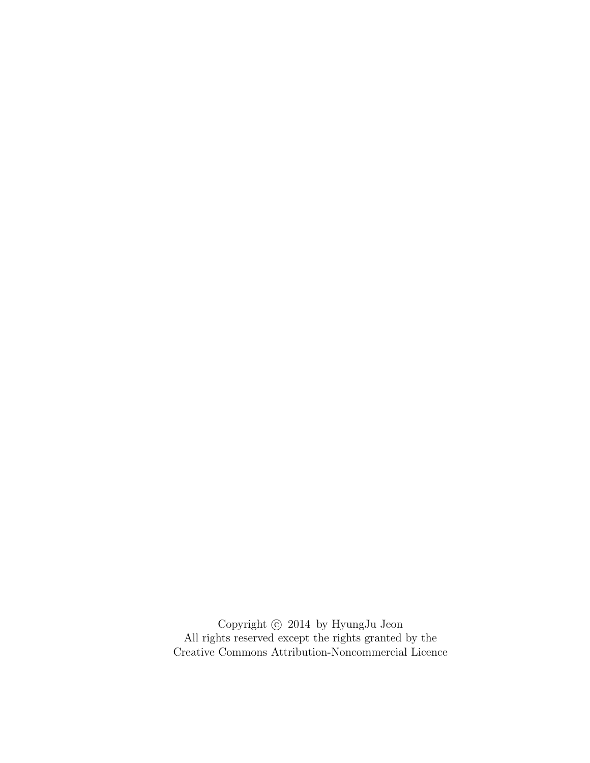Copyright © 2014 by HyungJu Jeon
All rights reserved except the rights granted by the
Creative Commons Attribution-Noncommercial Licence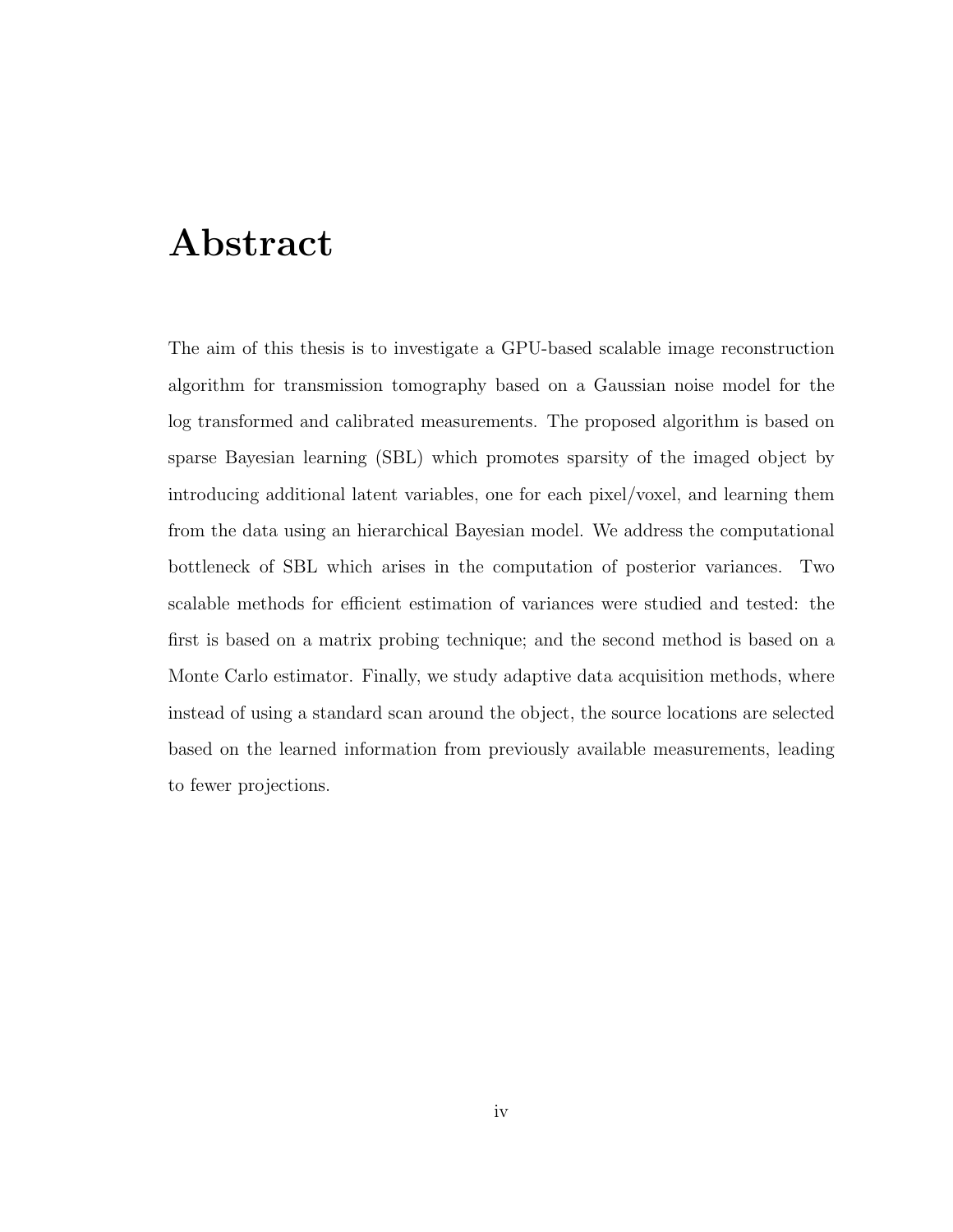# Abstract

The aim of this thesis is to investigate a GPU-based scalable image reconstruction algorithm for transmission tomography based on a Gaussian noise model for the log transformed and calibrated measurements. The proposed algorithm is based on sparse Bayesian learning (SBL) which promotes sparsity of the imaged object by introducing additional latent variables, one for each pixel/voxel, and learning them from the data using an hierarchical Bayesian model. We address the computational bottleneck of SBL which arises in the computation of posterior variances. Two scalable methods for efficient estimation of variances were studied and tested: the first is based on a matrix probing technique; and the second method is based on a Monte Carlo estimator. Finally, we study adaptive data acquisition methods, where instead of using a standard scan around the object, the source locations are selected based on the learned information from previously available measurements, leading to fewer projections.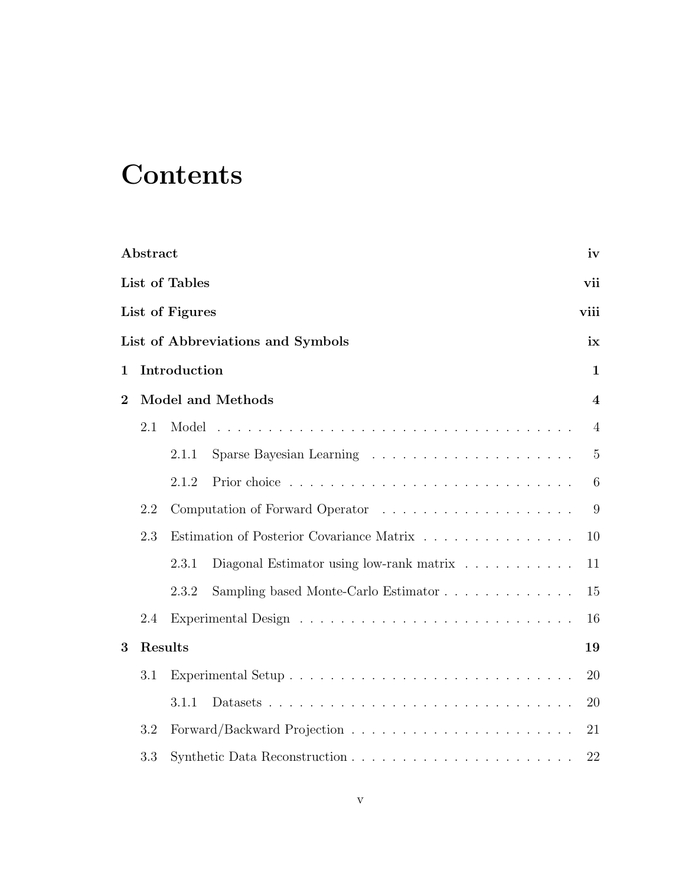# Contents

**Abstract** **iv**

**List of Tables** **vii**

**List of Figures** **viii**

**List of Abbreviations and Symbols** **ix**

**1 Introduction** **1**

**2 Model and Methods** **4**

- 2.1 Model . . . . . . . . . . . . . . . . . . . . . . . . . . . . . . . . . . . 4
  - 2.1.1 Sparse Bayesian Learning . . . . . . . . . . . . . . . . . . . . 5
  - 2.1.2 Prior choice . . . . . . . . . . . . . . . . . . . . . . . . . . . . 6
- 2.2 Computation of Forward Operator . . . . . . . . . . . . . . . . . . . 9
- 2.3 Estimation of Posterior Covariance Matrix . . . . . . . . . . . . . . . 10
  - 2.3.1 Diagonal Estimator using low-rank matrix . . . . . . . . . . . 11
  - 2.3.2 Sampling based Monte-Carlo Estimator . . . . . . . . . . . . . 15
- 2.4 Experimental Design . . . . . . . . . . . . . . . . . . . . . . . . . . . 16

**3 Results** **19**

- 3.1 Experimental Setup . . . . . . . . . . . . . . . . . . . . . . . . . . . . 20
  - 3.1.1 Datasets . . . . . . . . . . . . . . . . . . . . . . . . . . . . . . 20
- 3.2 Forward/Backward Projection . . . . . . . . . . . . . . . . . . . . . . 21
- 3.3 Synthetic Data Reconstruction . . . . . . . . . . . . . . . . . . . . . . 22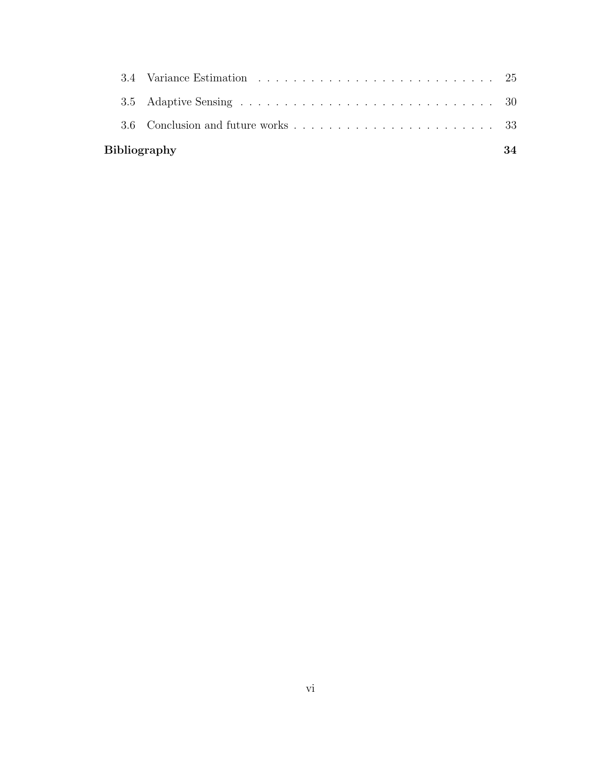3.4 Variance Estimation . . . . . . . . . . . . . . . . . . . . . . . . . . . 25

3.5 Adaptive Sensing . . . . . . . . . . . . . . . . . . . . . . . . . . . . . 30

3.6 Conclusion and future works . . . . . . . . . . . . . . . . . . . . . . . 33

**Bibliography** **34**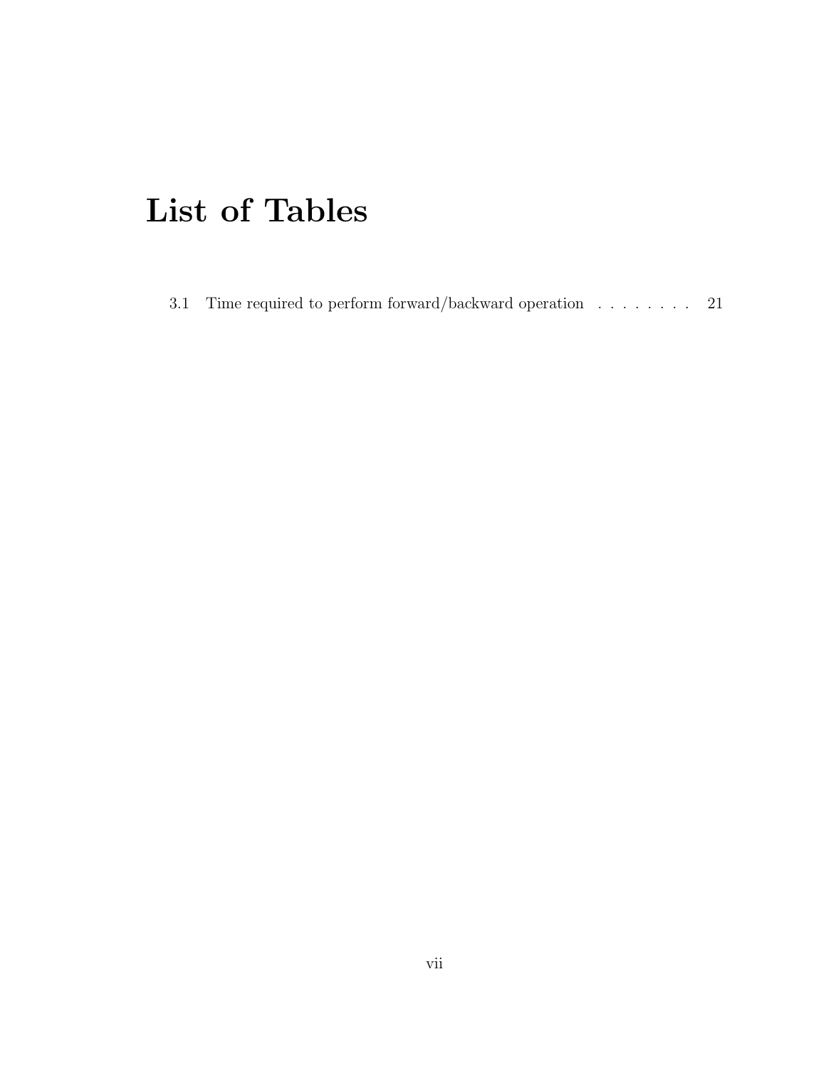# List of Tables

3.1 Time required to perform forward/backward operation . . . . . . . . . 21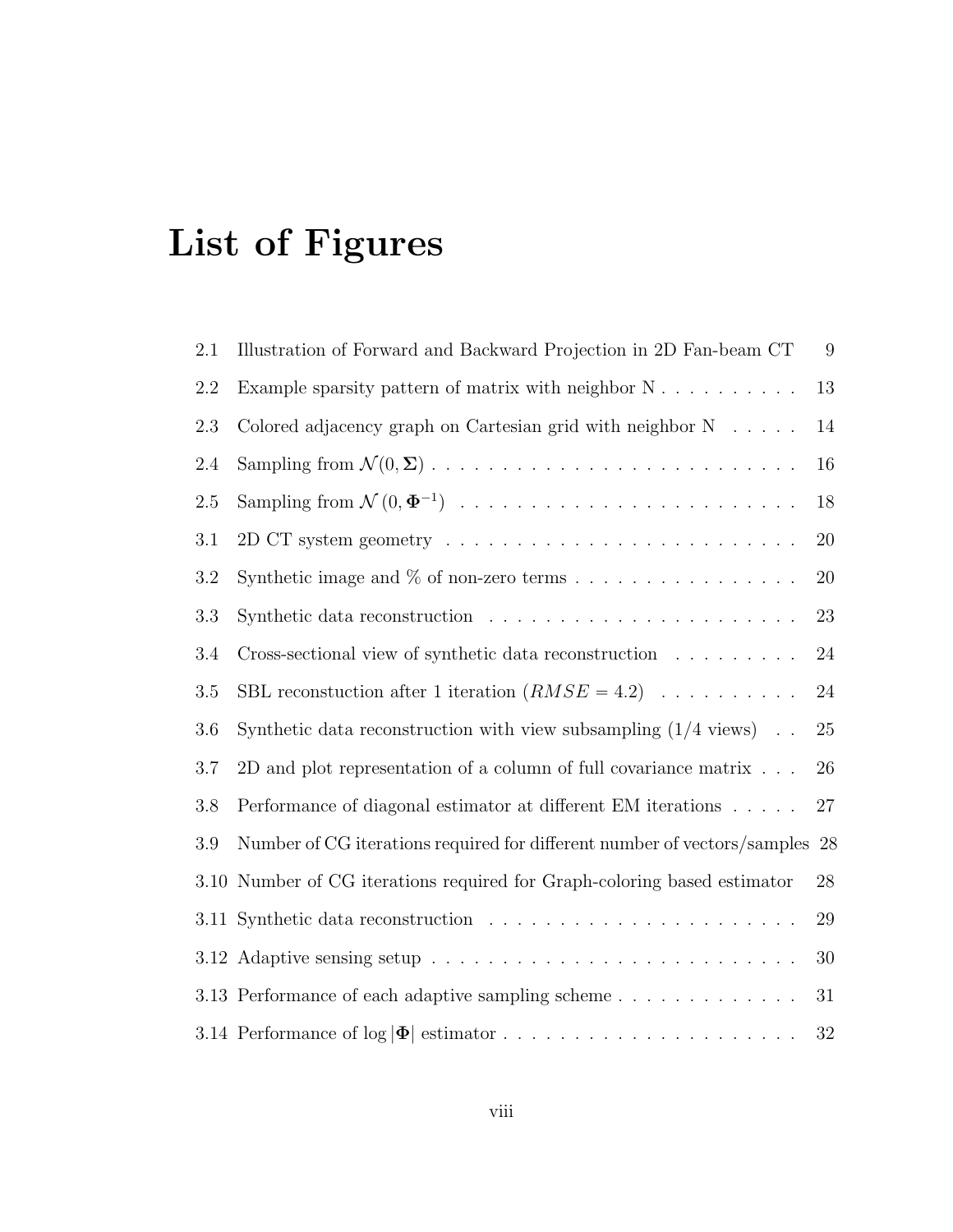# List of Figures

2.1 Illustration of Forward and Backward Projection in 2D Fan-beam CT 9

2.2 Example sparsity pattern of matrix with neighbor N . . . . . . . . . . 13

2.3 Colored adjacency graph on Cartesian grid with neighbor N . . . . . 14

2.4 Sampling from $\mathcal{N}(0, \mathbf{\Sigma})$ . . . . . . . . . . . . . . . . . . . . . . . . . . 16

2.5 Sampling from $\mathcal{N}\left(0, \mathbf{\Phi}^{-1}\right)$ . . . . . . . . . . . . . . . . . . . . . . . . 18

3.1 2D CT system geometry . . . . . . . . . . . . . . . . . . . . . . . . . 20

3.2 Synthetic image and % of non-zero terms . . . . . . . . . . . . . . . . 20

3.3 Synthetic data reconstruction . . . . . . . . . . . . . . . . . . . . . . 23

3.4 Cross-sectional view of synthetic data reconstruction . . . . . . . . . 24

3.5 SBL reconstuction after 1 iteration ($RMSE = 4.2$) . . . . . . . . . . 24

3.6 Synthetic data reconstruction with view subsampling (1/4 views) . . 25

3.7 2D and plot representation of a column of full covariance matrix . . . 26

3.8 Performance of diagonal estimator at different EM iterations . . . . . 27

3.9 Number of CG iterations required for different number of vectors/samples 28

3.10 Number of CG iterations required for Graph-coloring based estimator 28

3.11 Synthetic data reconstruction . . . . . . . . . . . . . . . . . . . . . . 29

3.12 Adaptive sensing setup . . . . . . . . . . . . . . . . . . . . . . . . . . 30

3.13 Performance of each adaptive sampling scheme . . . . . . . . . . . . . 31

3.14 Performance of $\log|\mathbf{\Phi}|$ estimator . . . . . . . . . . . . . . . . . . . . . 32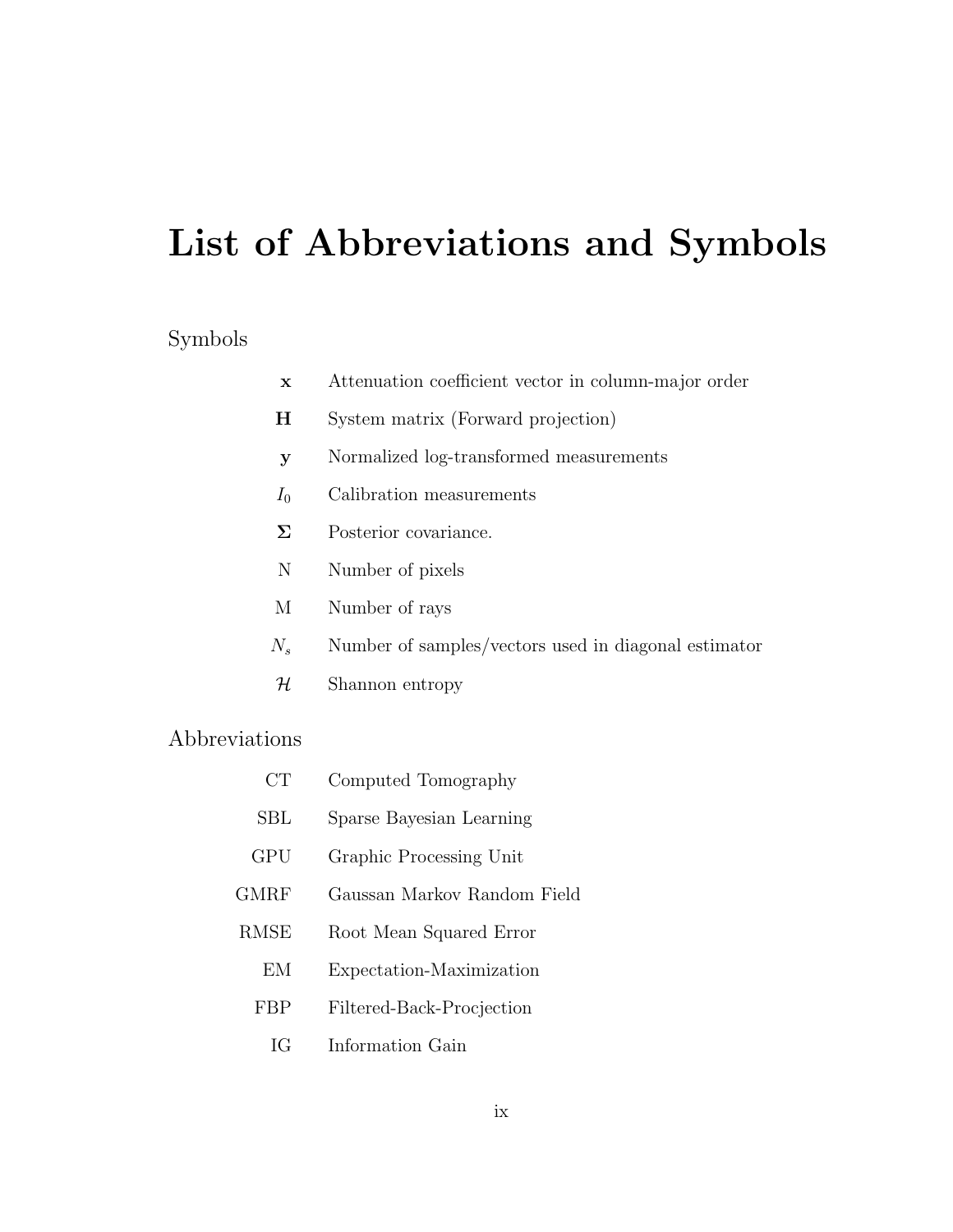# List of Abbreviations and Symbols

## Symbols

| Symbol | Description |
|---|---|
| $\mathbf{x}$ | Attenuation coefficient vector in column-major order |
| $\mathbf{H}$ | System matrix (Forward projection) |
| $\mathbf{y}$ | Normalized log-transformed measurements |
| $I_0$ | Calibration measurements |
| $\boldsymbol{\Sigma}$ | Posterior covariance. |
| N | Number of pixels |
| M | Number of rays |
| $N_s$ | Number of samples/vectors used in diagonal estimator |
| $\mathcal{H}$ | Shannon entropy |

## Abbreviations

| Abbreviation | Description |
|---|---|
| CT | Computed Tomography |
| SBL | Sparse Bayesian Learning |
| GPU | Graphic Processing Unit |
| GMRF | Gaussan Markov Random Field |
| RMSE | Root Mean Squared Error |
| EM | Expectation-Maximization |
| FBP | Filtered-Back-Procjection |
| IG | Information Gain |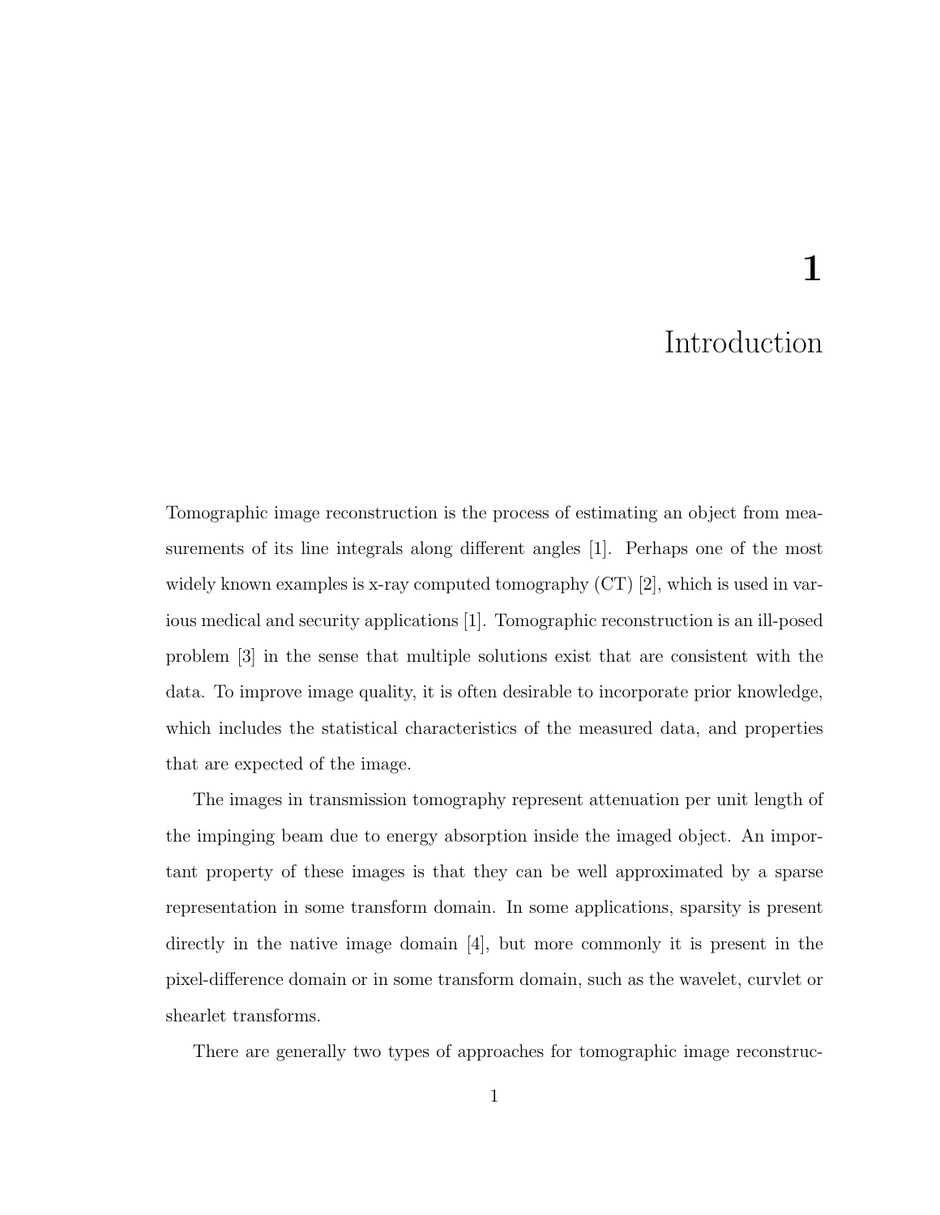# 1 Introduction

Tomographic image reconstruction is the process of estimating an object from measurements of its line integrals along different angles [1]. Perhaps one of the most widely known examples is x-ray computed tomography (CT) [2], which is used in various medical and security applications [1]. Tomographic reconstruction is an ill-posed problem [3] in the sense that multiple solutions exist that are consistent with the data. To improve image quality, it is often desirable to incorporate prior knowledge, which includes the statistical characteristics of the measured data, and properties that are expected of the image.

The images in transmission tomography represent attenuation per unit length of the impinging beam due to energy absorption inside the imaged object. An important property of these images is that they can be well approximated by a sparse representation in some transform domain. In some applications, sparsity is present directly in the native image domain [4], but more commonly it is present in the pixel-difference domain or in some transform domain, such as the wavelet, curvlet or shearlet transforms.

There are generally two types of approaches for tomographic image reconstruc-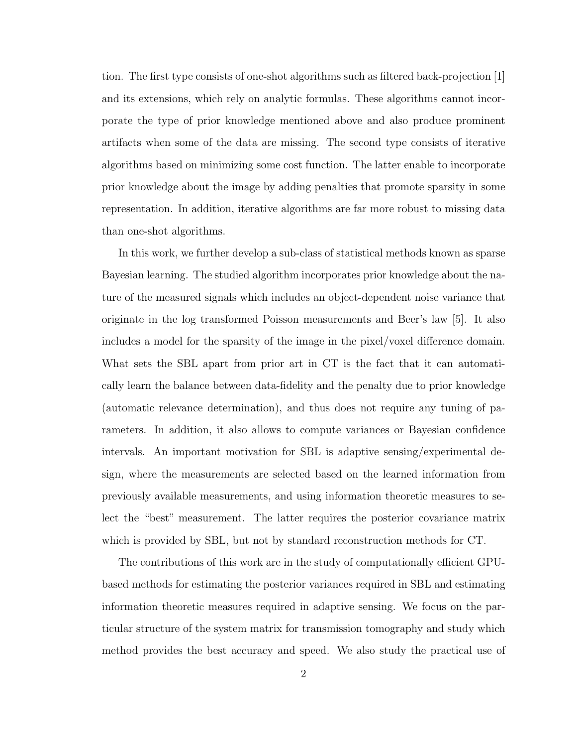tion. The first type consists of one-shot algorithms such as filtered back-projection [1] and its extensions, which rely on analytic formulas. These algorithms cannot incorporate the type of prior knowledge mentioned above and also produce prominent artifacts when some of the data are missing. The second type consists of iterative algorithms based on minimizing some cost function. The latter enable to incorporate prior knowledge about the image by adding penalties that promote sparsity in some representation. In addition, iterative algorithms are far more robust to missing data than one-shot algorithms.

In this work, we further develop a sub-class of statistical methods known as sparse Bayesian learning. The studied algorithm incorporates prior knowledge about the nature of the measured signals which includes an object-dependent noise variance that originate in the log transformed Poisson measurements and Beer's law [5]. It also includes a model for the sparsity of the image in the pixel/voxel difference domain. What sets the SBL apart from prior art in CT is the fact that it can automatically learn the balance between data-fidelity and the penalty due to prior knowledge (automatic relevance determination), and thus does not require any tuning of parameters. In addition, it also allows to compute variances or Bayesian confidence intervals. An important motivation for SBL is adaptive sensing/experimental design, where the measurements are selected based on the learned information from previously available measurements, and using information theoretic measures to select the "best" measurement. The latter requires the posterior covariance matrix which is provided by SBL, but not by standard reconstruction methods for CT.

The contributions of this work are in the study of computationally efficient GPU-based methods for estimating the posterior variances required in SBL and estimating information theoretic measures required in adaptive sensing. We focus on the particular structure of the system matrix for transmission tomography and study which method provides the best accuracy and speed. We also study the practical use of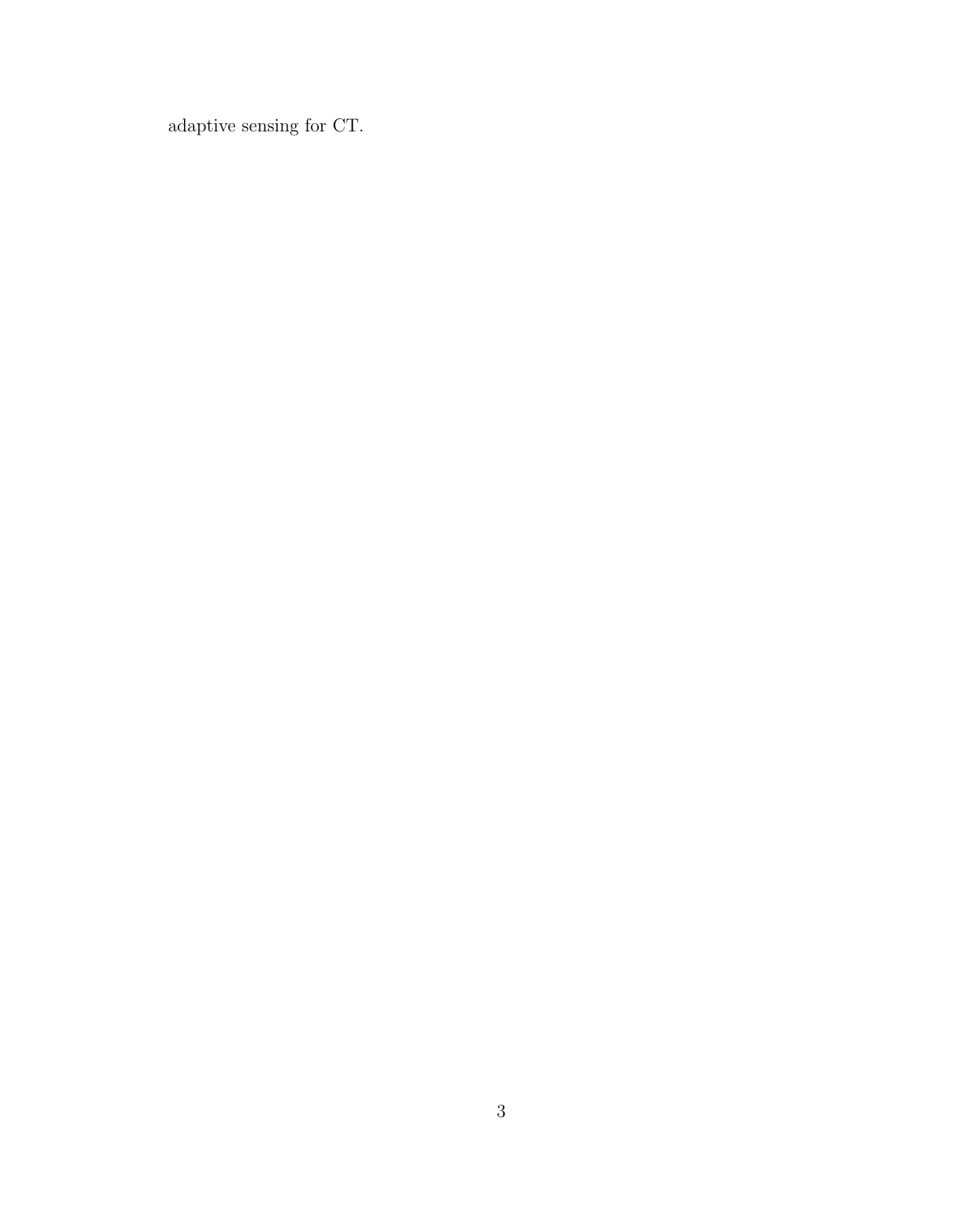adaptive sensing for CT.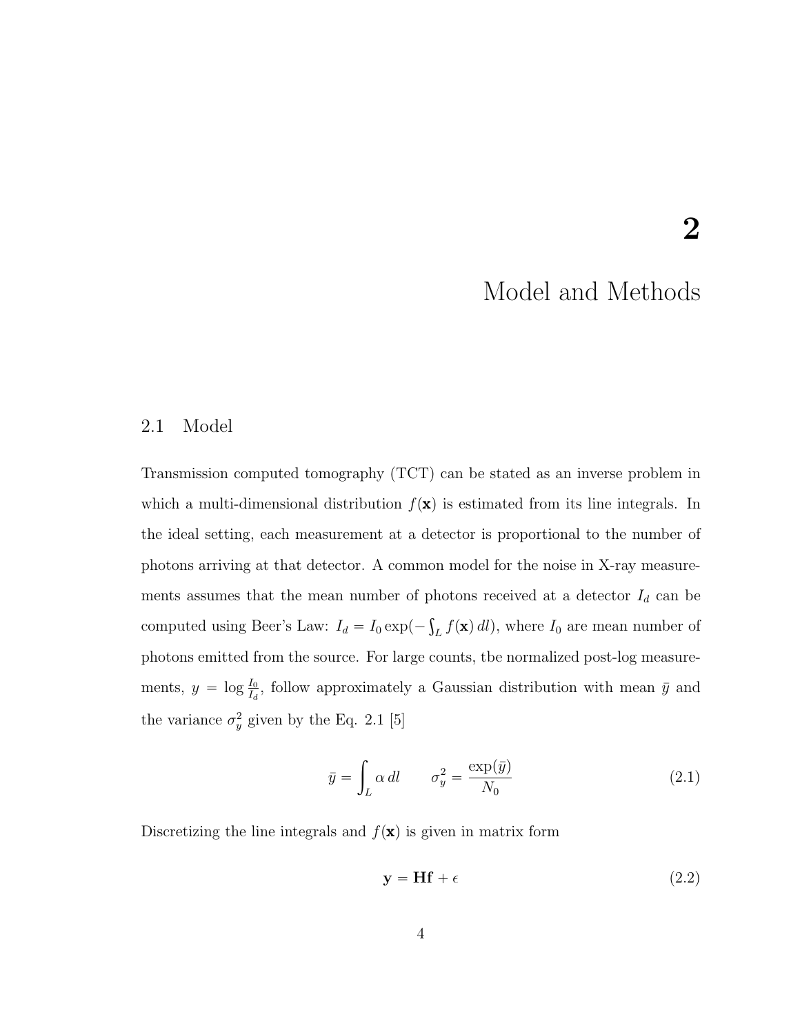# 2

# Model and Methods

## 2.1 Model

Transmission computed tomography (TCT) can be stated as an inverse problem in which a multi-dimensional distribution $f(\mathbf{x})$ is estimated from its line integrals. In the ideal setting, each measurement at a detector is proportional to the number of photons arriving at that detector. A common model for the noise in X-ray measurements assumes that the mean number of photons received at a detector $I_d$ can be computed using Beer's Law: $I_d = I_0 \exp(-\int_L f(\mathbf{x})\, dl)$, where $I_0$ are mean number of photons emitted from the source. For large counts, tbe normalized post-log measurements, $y = \log \frac{I_0}{I_d}$, follow approximately a Gaussian distribution with mean $\bar{y}$ and the variance $\sigma_y^2$ given by the Eq. 2.1 [5]

$$\bar{y} = \int_L \alpha \, dl \qquad \sigma_y^2 = \frac{\exp(\bar{y})}{N_0} \tag{2.1}$$

Discretizing the line integrals and $f(\mathbf{x})$ is given in matrix form

$$\mathbf{y} = \mathbf{H}\mathbf{f} + \epsilon \tag{2.2}$$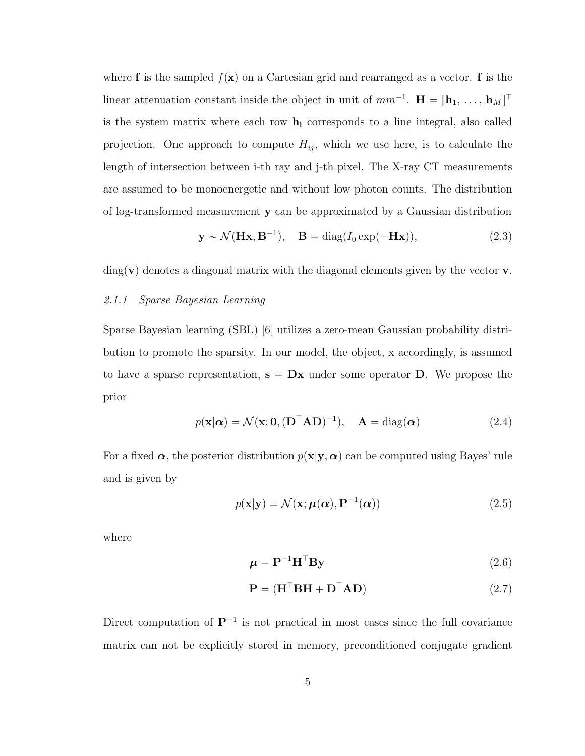where $\mathbf{f}$ is the sampled $f(\mathbf{x})$ on a Cartesian grid and rearranged as a vector. $\mathbf{f}$ is the linear attenuation constant inside the object in unit of $mm^{-1}$. $\mathbf{H} = [\mathbf{h}_1, \ldots, \mathbf{h}_M]^\top$ is the system matrix where each row $\mathbf{h_i}$ corresponds to a line integral, also called projection. One approach to compute $H_{ij}$, which we use here, is to calculate the length of intersection between i-th ray and j-th pixel. The X-ray CT measurements are assumed to be monoenergetic and without low photon counts. The distribution of log-transformed measurement $\mathbf{y}$ can be approximated by a Gaussian distribution

$$\mathbf{y} \sim \mathcal{N}(\mathbf{Hx}, \mathbf{B}^{-1}), \quad \mathbf{B} = \text{diag}(I_0 \exp(-\mathbf{Hx})), \tag{2.3}$$

$\text{diag}(\mathbf{v})$ denotes a diagonal matrix with the diagonal elements given by the vector $\mathbf{v}$.

### *2.1.1 Sparse Bayesian Learning*

Sparse Bayesian learning (SBL) [6] utilizes a zero-mean Gaussian probability distribution to promote the sparsity. In our model, the object, x accordingly, is assumed to have a sparse representation, $\mathbf{s} = \mathbf{Dx}$ under some operator $\mathbf{D}$. We propose the prior

$$p(\mathbf{x}|\boldsymbol{\alpha}) = \mathcal{N}(\mathbf{x}; \mathbf{0}, (\mathbf{D}^\top \mathbf{A} \mathbf{D})^{-1}), \quad \mathbf{A} = \text{diag}(\boldsymbol{\alpha}) \tag{2.4}$$

For a fixed $\boldsymbol{\alpha}$, the posterior distribution $p(\mathbf{x}|\mathbf{y}, \boldsymbol{\alpha})$ can be computed using Bayes' rule and is given by

$$p(\mathbf{x}|\mathbf{y}) = \mathcal{N}(\mathbf{x}; \boldsymbol{\mu}(\boldsymbol{\alpha}), \mathbf{P}^{-1}(\boldsymbol{\alpha})) \tag{2.5}$$

where

$$\boldsymbol{\mu} = \mathbf{P}^{-1}\mathbf{H}^\top \mathbf{B} \mathbf{y} \tag{2.6}$$

$$\mathbf{P} = (\mathbf{H}^\top \mathbf{B} \mathbf{H} + \mathbf{D}^\top \mathbf{A} \mathbf{D}) \tag{2.7}$$

Direct computation of $\mathbf{P}^{-1}$ is not practical in most cases since the full covariance matrix can not be explicitly stored in memory, preconditioned conjugate gradient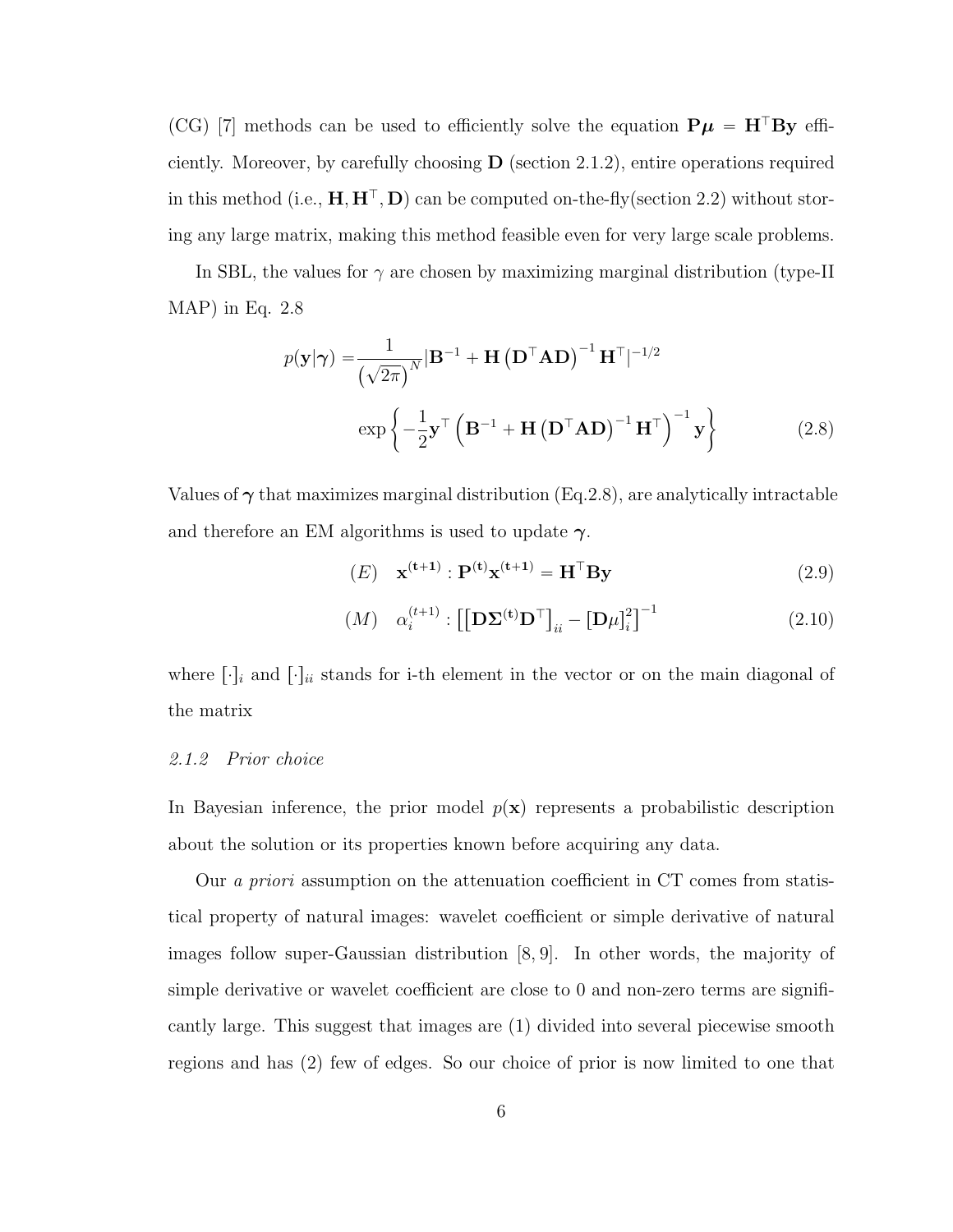(CG) [7] methods can be used to efficiently solve the equation $\mathbf{P}\boldsymbol{\mu} = \mathbf{H}^\top\mathbf{B}\mathbf{y}$ efficiently. Moreover, by carefully choosing $\mathbf{D}$ (section 2.1.2), entire operations required in this method (i.e., $\mathbf{H}, \mathbf{H}^\top, \mathbf{D}$) can be computed on-the-fly(section 2.2) without storing any large matrix, making this method feasible even for very large scale problems.

In SBL, the values for $\gamma$ are chosen by maximizing marginal distribution (type-II MAP) in Eq. 2.8

$$
\begin{aligned}
p(\mathbf{y}|\boldsymbol{\gamma}) = &\frac{1}{\left(\sqrt{2\pi}\right)^N}|\mathbf{B}^{-1} + \mathbf{H}\left(\mathbf{D}^\top\mathbf{A}\mathbf{D}\right)^{-1}\mathbf{H}^\top|^{-1/2} \\
&\exp\left\{-\frac{1}{2}\mathbf{y}^\top\left(\mathbf{B}^{-1} + \mathbf{H}\left(\mathbf{D}^\top\mathbf{A}\mathbf{D}\right)^{-1}\mathbf{H}^\top\right)^{-1}\mathbf{y}\right\}
\end{aligned}
\tag{2.8}
$$

Values of $\boldsymbol{\gamma}$ that maximizes marginal distribution (Eq.2.8), are analytically intractable and therefore an EM algorithms is used to update $\boldsymbol{\gamma}$.

$$
(E) \quad \mathbf{x}^{(\mathbf{t+1})} : \mathbf{P}^{(\mathbf{t})}\mathbf{x}^{(\mathbf{t+1})} = \mathbf{H}^\top\mathbf{B}\mathbf{y} \tag{2.9}
$$

$$
(M) \quad \alpha_i^{(t+1)} : \left[\left[\mathbf{D}\boldsymbol{\Sigma}^{(\mathbf{t})}\mathbf{D}^\top\right]_{ii} - \left[\mathbf{D}\mu\right]_i^2\right]^{-1} \tag{2.10}
$$

where $[\cdot]_i$ and $[\cdot]_{ii}$ stands for i-th element in the vector or on the main diagonal of the matrix

#### 2.1.2 Prior choice

In Bayesian inference, the prior model $p(\mathbf{x})$ represents a probabilistic description about the solution or its properties known before acquiring any data.

Our *a priori* assumption on the attenuation coefficient in CT comes from statistical property of natural images: wavelet coefficient or simple derivative of natural images follow super-Gaussian distribution [8, 9]. In other words, the majority of simple derivative or wavelet coefficient are close to 0 and non-zero terms are significantly large. This suggest that images are (1) divided into several piecewise smooth regions and has (2) few of edges. So our choice of prior is now limited to one that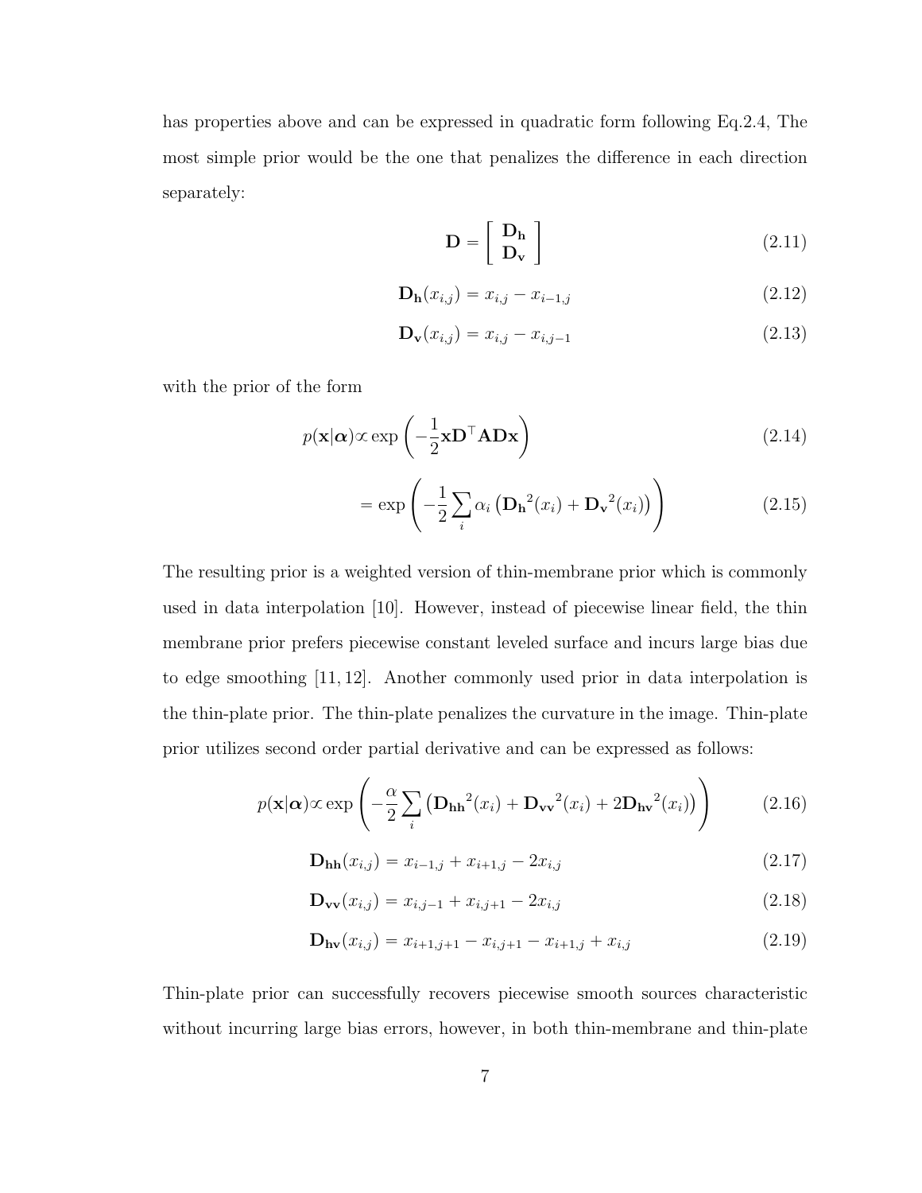has properties above and can be expressed in quadratic form following Eq.2.4, The most simple prior would be the one that penalizes the difference in each direction separately:

$$\mathbf{D} = \begin{bmatrix} \mathbf{D_h} \\ \mathbf{D_v} \end{bmatrix} \tag{2.11}$$

$$\mathbf{D_h}(x_{i,j}) = x_{i,j} - x_{i-1,j} \tag{2.12}$$

$$\mathbf{D_v}(x_{i,j}) = x_{i,j} - x_{i,j-1} \tag{2.13}$$

with the prior of the form

$$p(\mathbf{x}|\boldsymbol{\alpha}) \propto \exp\left(-\frac{1}{2}\mathbf{x}\mathbf{D}^\top \mathbf{A}\mathbf{D}\mathbf{x}\right) \tag{2.14}$$

$$= \exp\left(-\frac{1}{2}\sum_i \alpha_i \left(\mathbf{D_h}^2(x_i) + \mathbf{D_v}^2(x_i)\right)\right) \tag{2.15}$$

The resulting prior is a weighted version of thin-membrane prior which is commonly used in data interpolation [10]. However, instead of piecewise linear field, the thin membrane prior prefers piecewise constant leveled surface and incurs large bias due to edge smoothing [11, 12]. Another commonly used prior in data interpolation is the thin-plate prior. The thin-plate penalizes the curvature in the image. Thin-plate prior utilizes second order partial derivative and can be expressed as follows:

$$p(\mathbf{x}|\boldsymbol{\alpha}) \propto \exp\left(-\frac{\alpha}{2}\sum_i \left(\mathbf{D_{hh}}^2(x_i) + \mathbf{D_{vv}}^2(x_i) + 2\mathbf{D_{hv}}^2(x_i)\right)\right) \tag{2.16}$$

$$\mathbf{D_{hh}}(x_{i,j}) = x_{i-1,j} + x_{i+1,j} - 2x_{i,j} \tag{2.17}$$

$$\mathbf{D_{vv}}(x_{i,j}) = x_{i,j-1} + x_{i,j+1} - 2x_{i,j} \tag{2.18}$$

$$\mathbf{D_{hv}}(x_{i,j}) = x_{i+1,j+1} - x_{i,j+1} - x_{i+1,j} + x_{i,j} \tag{2.19}$$

Thin-plate prior can successfully recovers piecewise smooth sources characteristic without incurring large bias errors, however, in both thin-membrane and thin-plate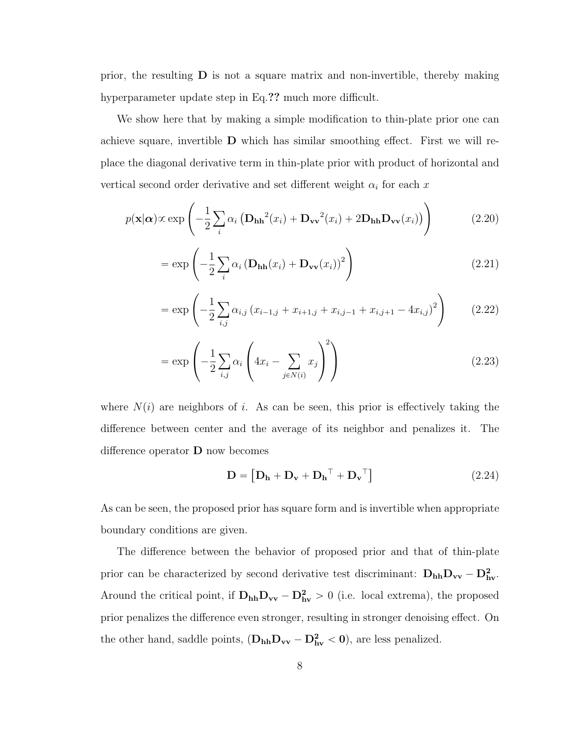prior, the resulting $\mathbf{D}$ is not a square matrix and non-invertible, thereby making hyperparameter update step in Eq.**??** much more difficult.

We show here that by making a simple modification to thin-plate prior one can achieve square, invertible $\mathbf{D}$ which has similar smoothing effect. First we will replace the diagonal derivative term in thin-plate prior with product of horizontal and vertical second order derivative and set different weight $\alpha_i$ for each $x$

$$p(\mathbf{x}|\boldsymbol{\alpha}) \propto \exp\left(-\frac{1}{2}\sum_i \alpha_i \left(\mathbf{D_{hh}}^2(x_i) + \mathbf{D_{vv}}^2(x_i) + 2\mathbf{D_{hh}}\mathbf{D_{vv}}(x_i)\right)\right) \tag{2.20}$$

$$= \exp\left(-\frac{1}{2}\sum_i \alpha_i \left(\mathbf{D_{hh}}(x_i) + \mathbf{D_{vv}}(x_i)\right)^2\right) \tag{2.21}$$

$$= \exp\left(-\frac{1}{2}\sum_{i,j} \alpha_{i,j} \left(x_{i-1,j} + x_{i+1,j} + x_{i,j-1} + x_{i,j+1} - 4x_{i,j}\right)^2\right) \tag{2.22}$$

$$= \exp\left(-\frac{1}{2}\sum_{i,j} \alpha_i \left(4x_i - \sum_{j\in N(i)} x_j\right)^2\right) \tag{2.23}$$

where $N(i)$ are neighbors of $i$. As can be seen, this prior is effectively taking the difference between center and the average of its neighbor and penalizes it. The difference operator $\mathbf{D}$ now becomes

$$\mathbf{D} = \left[\mathbf{D_h} + \mathbf{D_v} + \mathbf{D_h}^\top + \mathbf{D_v}^\top\right] \tag{2.24}$$

As can be seen, the proposed prior has square form and is invertible when appropriate boundary conditions are given.

The difference between the behavior of proposed prior and that of thin-plate prior can be characterized by second derivative test discriminant: $\mathbf{D_{hh}}\mathbf{D_{vv}} - \mathbf{D_{hv}^2}$. Around the critical point, if $\mathbf{D_{hh}}\mathbf{D_{vv}} - \mathbf{D_{hv}^2} > 0$ (i.e. local extrema), the proposed prior penalizes the difference even stronger, resulting in stronger denoising effect. On the other hand, saddle points, ($\mathbf{D_{hh}}\mathbf{D_{vv}} - \mathbf{D_{hv}^2} < \mathbf{0}$), are less penalized.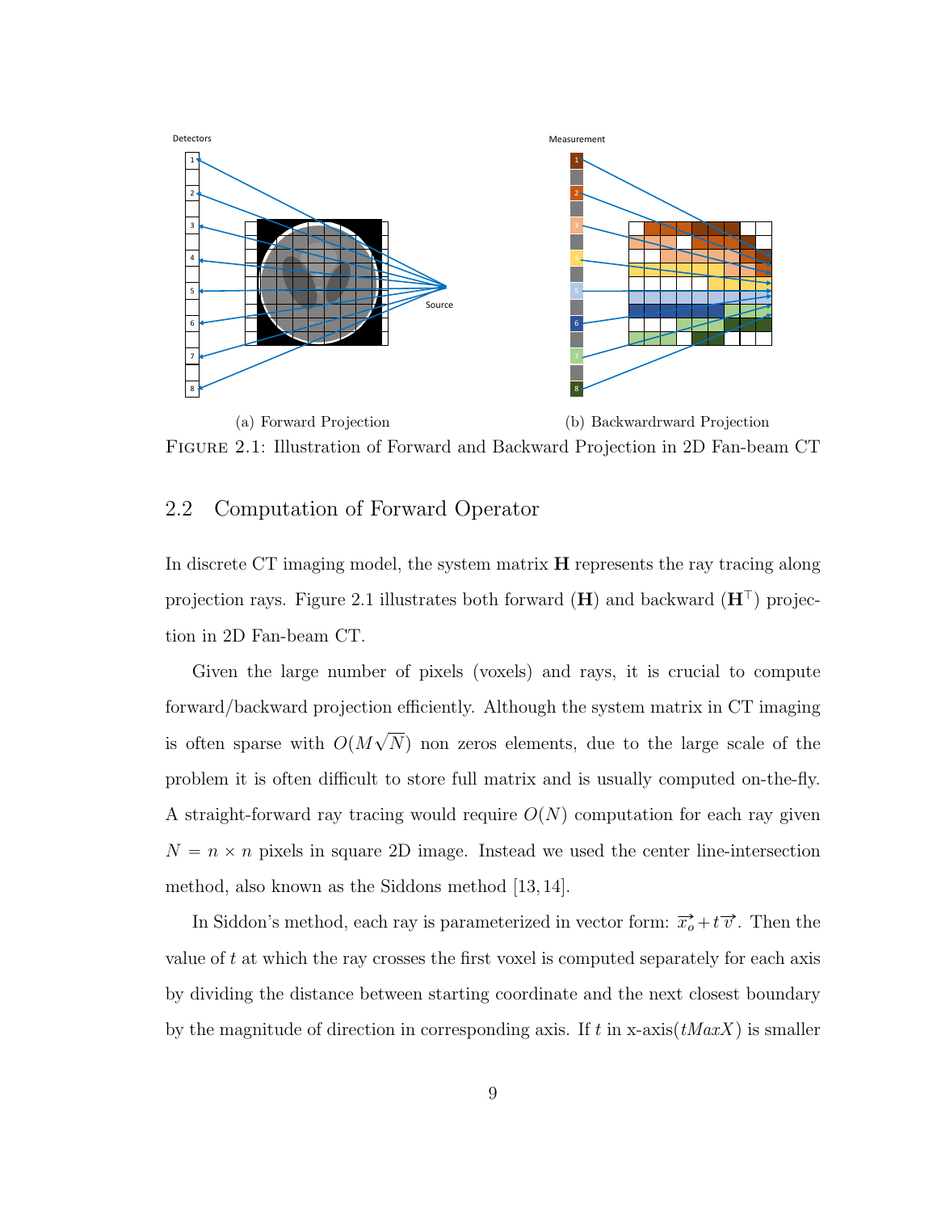Detectors

1
2
3
4
5
6
7
8

Source

Measurement

1
2
3
4
5
6
7
8

(a) Forward Projection

(b) Backwardrward Projection

FIGURE 2.1: Illustration of Forward and Backward Projection in 2D Fan-beam CT

## 2.2 Computation of Forward Operator

In discrete CT imaging model, the system matrix $\mathbf{H}$ represents the ray tracing along projection rays. Figure 2.1 illustrates both forward ($\mathbf{H}$) and backward ($\mathbf{H}^\top$) projection in 2D Fan-beam CT.

Given the large number of pixels (voxels) and rays, it is crucial to compute forward/backward projection efficiently. Although the system matrix in CT imaging is often sparse with $O(M\sqrt{N})$ non zeros elements, due to the large scale of the problem it is often difficult to store full matrix and is usually computed on-the-fly. A straight-forward ray tracing would require $O(N)$ computation for each ray given $N = n \times n$ pixels in square 2D image. Instead we used the center line-intersection method, also known as the Siddons method [13, 14].

In Siddon's method, each ray is parameterized in vector form: $\overrightarrow{x_o} + t\overrightarrow{v}$. Then the value of $t$ at which the ray crosses the first voxel is computed separately for each axis by dividing the distance between starting coordinate and the next closest boundary by the magnitude of direction in corresponding axis. If $t$ in x-axis($tMaxX$) is smaller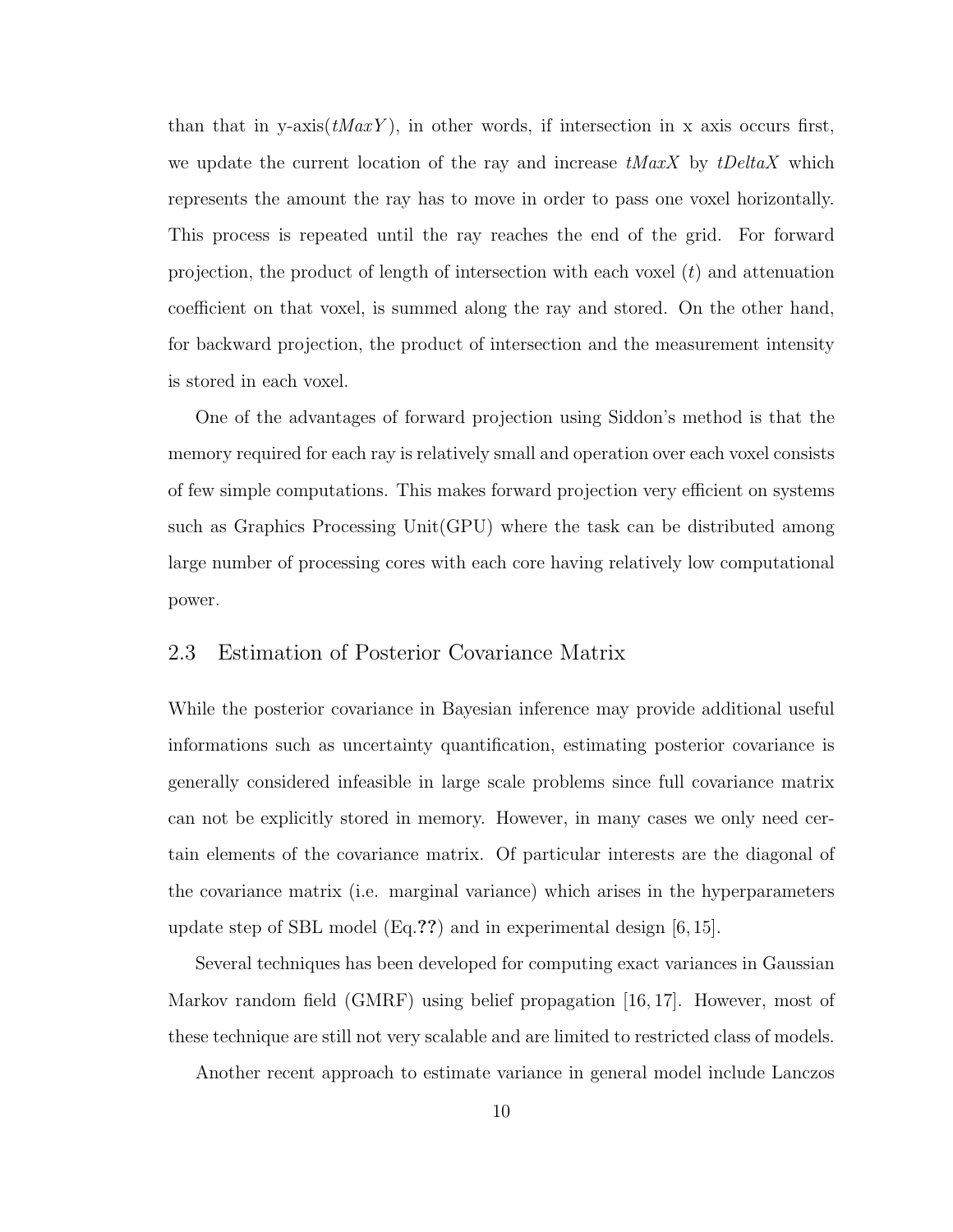than that in y-axis($tMaxY$), in other words, if intersection in x axis occurs first, we update the current location of the ray and increase $tMaxX$ by $tDeltaX$ which represents the amount the ray has to move in order to pass one voxel horizontally. This process is repeated until the ray reaches the end of the grid. For forward projection, the product of length of intersection with each voxel ($t$) and attenuation coefficient on that voxel, is summed along the ray and stored. On the other hand, for backward projection, the product of intersection and the measurement intensity is stored in each voxel.

One of the advantages of forward projection using Siddon's method is that the memory required for each ray is relatively small and operation over each voxel consists of few simple computations. This makes forward projection very efficient on systems such as Graphics Processing Unit(GPU) where the task can be distributed among large number of processing cores with each core having relatively low computational power.

## 2.3 Estimation of Posterior Covariance Matrix

While the posterior covariance in Bayesian inference may provide additional useful informations such as uncertainty quantification, estimating posterior covariance is generally considered infeasible in large scale problems since full covariance matrix can not be explicitly stored in memory. However, in many cases we only need certain elements of the covariance matrix. Of particular interests are the diagonal of the covariance matrix (i.e. marginal variance) which arises in the hyperparameters update step of SBL model (Eq.**??**) and in experimental design [6, 15].

Several techniques has been developed for computing exact variances in Gaussian Markov random field (GMRF) using belief propagation [16, 17]. However, most of these technique are still not very scalable and are limited to restricted class of models.

Another recent approach to estimate variance in general model include Lanczos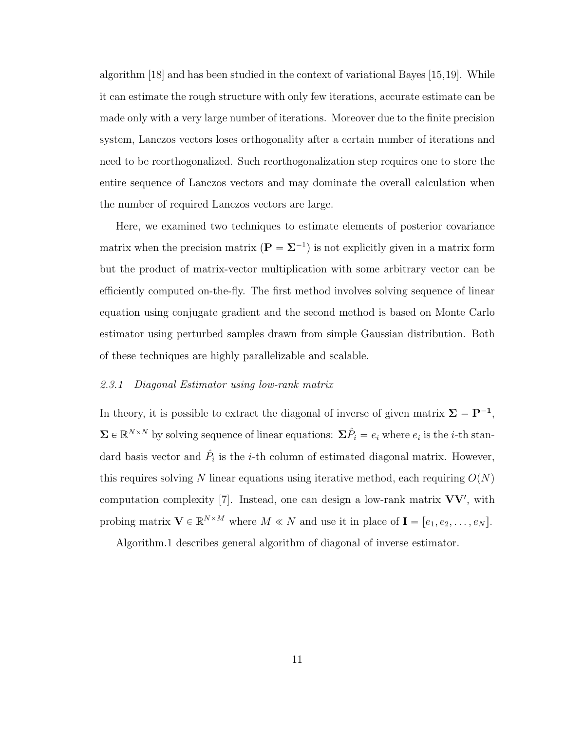algorithm [18] and has been studied in the context of variational Bayes [15,19]. While it can estimate the rough structure with only few iterations, accurate estimate can be made only with a very large number of iterations. Moreover due to the finite precision system, Lanczos vectors loses orthogonality after a certain number of iterations and need to be reorthogonalized. Such reorthogonalization step requires one to store the entire sequence of Lanczos vectors and may dominate the overall calculation when the number of required Lanczos vectors are large.

Here, we examined two techniques to estimate elements of posterior covariance matrix when the precision matrix ($\mathbf{P} = \mathbf{\Sigma}^{-1}$) is not explicitly given in a matrix form but the product of matrix-vector multiplication with some arbitrary vector can be efficiently computed on-the-fly. The first method involves solving sequence of linear equation using conjugate gradient and the second method is based on Monte Carlo estimator using perturbed samples drawn from simple Gaussian distribution. Both of these techniques are highly parallelizable and scalable.

### *2.3.1 Diagonal Estimator using low-rank matrix*

In theory, it is possible to extract the diagonal of inverse of given matrix $\mathbf{\Sigma} = \mathbf{P^{-1}}$, $\mathbf{\Sigma} \in \mathbb{R}^{N \times N}$ by solving sequence of linear equations: $\mathbf{\Sigma}\hat{P}_i = e_i$ where $e_i$ is the $i$-th standard basis vector and $\hat{P}_i$ is the $i$-th column of estimated diagonal matrix. However, this requires solving $N$ linear equations using iterative method, each requiring $O(N)$ computation complexity [7]. Instead, one can design a low-rank matrix $\mathbf{V}\mathbf{V}'$, with probing matrix $\mathbf{V} \in \mathbb{R}^{N \times M}$ where $M \ll N$ and use it in place of $\mathbf{I} = [e_1, e_2, \ldots, e_N]$.

Algorithm.1 describes general algorithm of diagonal of inverse estimator.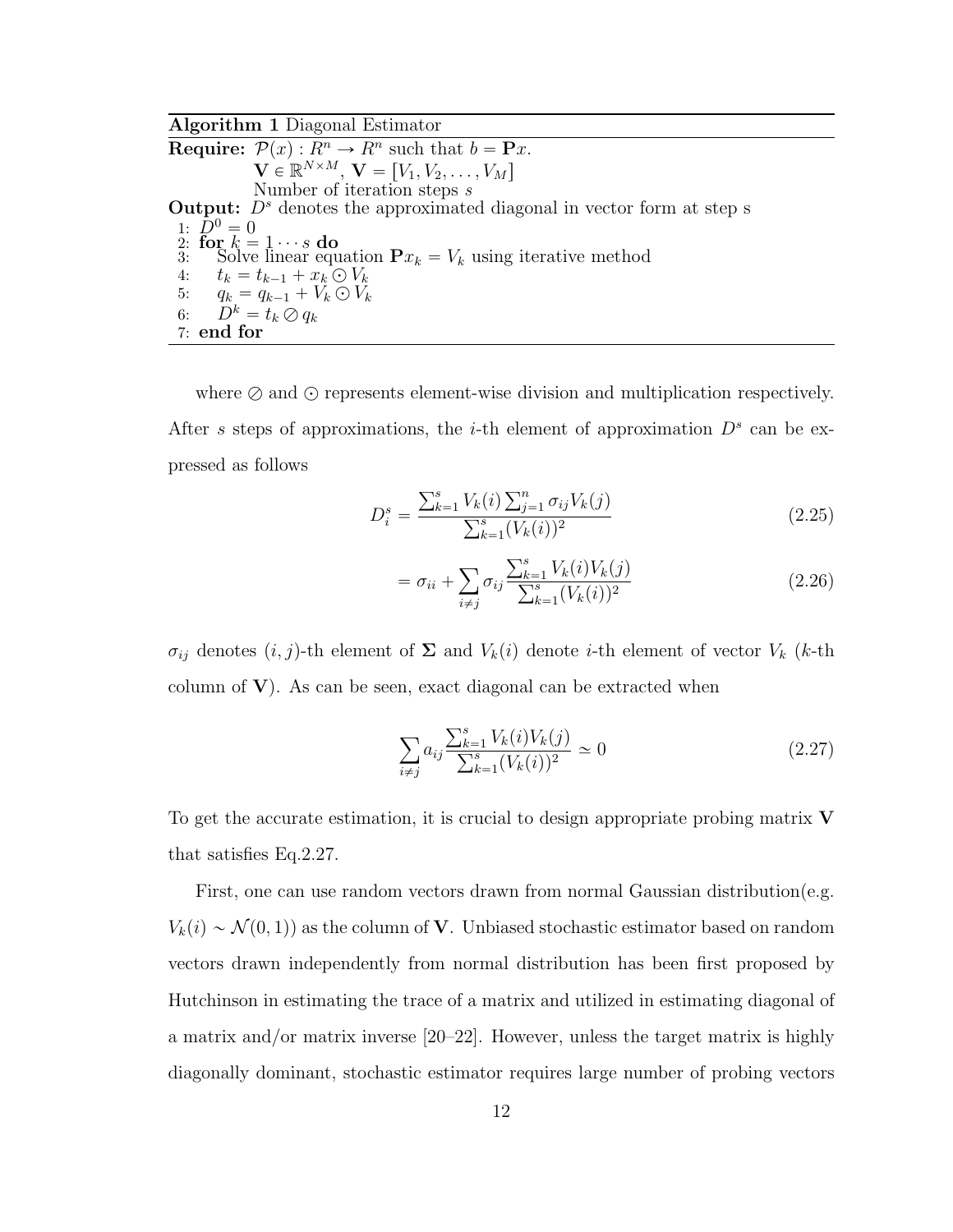**Algorithm 1** Diagonal Estimator

---

**Require:** $\mathcal{P}(x) : R^n \rightarrow R^n$ such that $b = \mathbf{P}x$.
  $\mathbf{V} \in \mathbb{R}^{N \times M}$, $\mathbf{V} = [V_1, V_2, \ldots, V_M]$
  Number of iteration steps $s$

**Output:** $D^s$ denotes the approximated diagonal in vector form at step s

1: $D^0 = 0$
2: **for** $k = 1 \cdots s$ **do**
3:   Solve linear equation $\mathbf{P}x_k = V_k$ using iterative method
4:   $t_k = t_{k-1} + x_k \odot V_k$
5:   $q_k = q_{k-1} + V_k \odot V_k$
6:   $D^k = t_k \oslash q_k$
7: **end for**

---

where $\oslash$ and $\odot$ represents element-wise division and multiplication respectively. After $s$ steps of approximations, the $i$-th element of approximation $D^s$ can be expressed as follows

$$D_i^s = \frac{\sum_{k=1}^{s} V_k(i) \sum_{j=1}^{n} \sigma_{ij} V_k(j)}{\sum_{k=1}^{s} (V_k(i))^2} \tag{2.25}$$

$$= \sigma_{ii} + \sum_{i \neq j} \sigma_{ij} \frac{\sum_{k=1}^{s} V_k(i) V_k(j)}{\sum_{k=1}^{s} (V_k(i))^2} \tag{2.26}$$

$\sigma_{ij}$ denotes $(i, j)$-th element of $\mathbf{\Sigma}$ and $V_k(i)$ denote $i$-th element of vector $V_k$ ($k$-th column of $\mathbf{V}$). As can be seen, exact diagonal can be extracted when

$$\sum_{i \neq j} a_{ij} \frac{\sum_{k=1}^{s} V_k(i) V_k(j)}{\sum_{k=1}^{s} (V_k(i))^2} \simeq 0 \tag{2.27}$$

To get the accurate estimation, it is crucial to design appropriate probing matrix $\mathbf{V}$ that satisfies Eq.2.27.

First, one can use random vectors drawn from normal Gaussian distribution(e.g. $V_k(i) \sim \mathcal{N}(0, 1)$) as the column of $\mathbf{V}$. Unbiased stochastic estimator based on random vectors drawn independently from normal distribution has been first proposed by Hutchinson in estimating the trace of a matrix and utilized in estimating diagonal of a matrix and/or matrix inverse [20–22]. However, unless the target matrix is highly diagonally dominant, stochastic estimator requires large number of probing vectors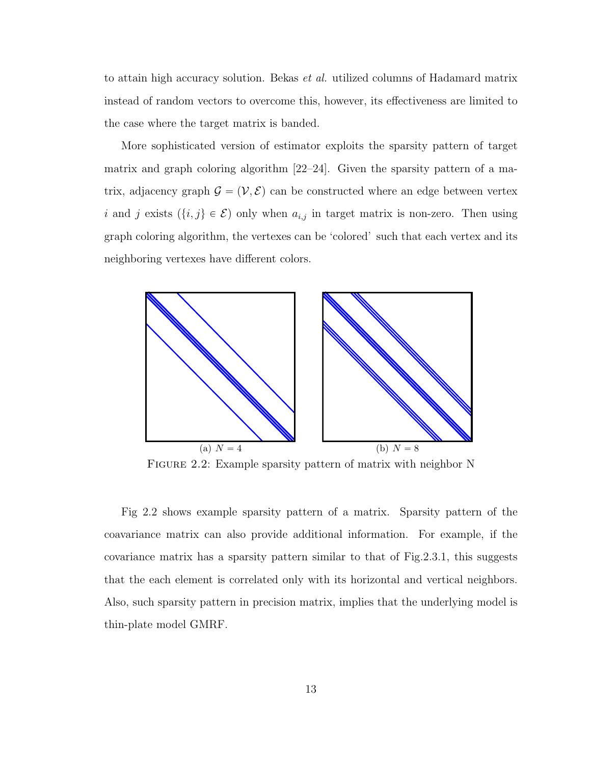to attain high accuracy solution. Bekas *et al.* utilized columns of Hadamard matrix instead of random vectors to overcome this, however, its effectiveness are limited to the case where the target matrix is banded.

More sophisticated version of estimator exploits the sparsity pattern of target matrix and graph coloring algorithm [22–24]. Given the sparsity pattern of a matrix, adjacency graph $\mathcal{G} = (\mathcal{V}, \mathcal{E})$ can be constructed where an edge between vertex $i$ and $j$ exists ($\{i, j\} \in \mathcal{E}$) only when $a_{i,j}$ in target matrix is non-zero. Then using graph coloring algorithm, the vertexes can be 'colored' such that each vertex and its neighboring vertexes have different colors.

(a) $N = 4$

(b) $N = 8$

FIGURE 2.2: Example sparsity pattern of matrix with neighbor N

Fig 2.2 shows example sparsity pattern of a matrix. Sparsity pattern of the coavariance matrix can also provide additional information. For example, if the covariance matrix has a sparsity pattern similar to that of Fig.2.3.1, this suggests that the each element is correlated only with its horizontal and vertical neighbors. Also, such sparsity pattern in precision matrix, implies that the underlying model is thin-plate model GMRF.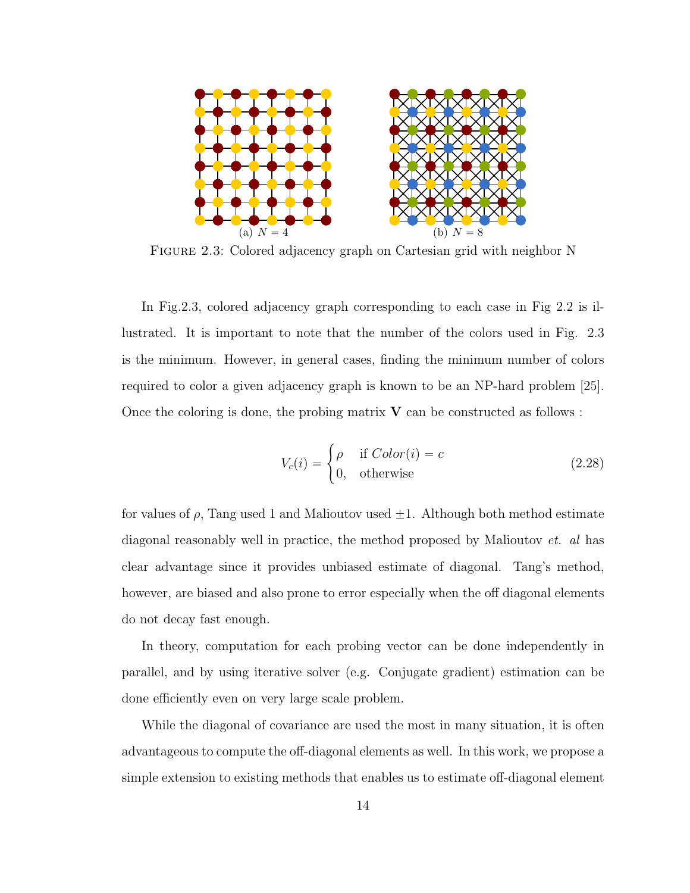(a) $N = 4$

(b) $N = 8$

FIGURE 2.3: Colored adjacency graph on Cartesian grid with neighbor N

In Fig.2.3, colored adjacency graph corresponding to each case in Fig 2.2 is illustrated. It is important to note that the number of the colors used in Fig. 2.3 is the minimum. However, in general cases, finding the minimum number of colors required to color a given adjacency graph is known to be an NP-hard problem [25]. Once the coloring is done, the probing matrix $\mathbf{V}$ can be constructed as follows :

$$V_c(i) = \begin{cases} \rho & \text{if } Color(i) = c \\ 0, & \text{otherwise} \end{cases} \tag{2.28}$$

for values of $\rho$, Tang used 1 and Malioutov used $\pm 1$. Although both method estimate diagonal reasonably well in practice, the method proposed by Malioutov *et. al* has clear advantage since it provides unbiased estimate of diagonal. Tang's method, however, are biased and also prone to error especially when the off diagonal elements do not decay fast enough.

In theory, computation for each probing vector can be done independently in parallel, and by using iterative solver (e.g. Conjugate gradient) estimation can be done efficiently even on very large scale problem.

While the diagonal of covariance are used the most in many situation, it is often advantageous to compute the off-diagonal elements as well. In this work, we propose a simple extension to existing methods that enables us to estimate off-diagonal element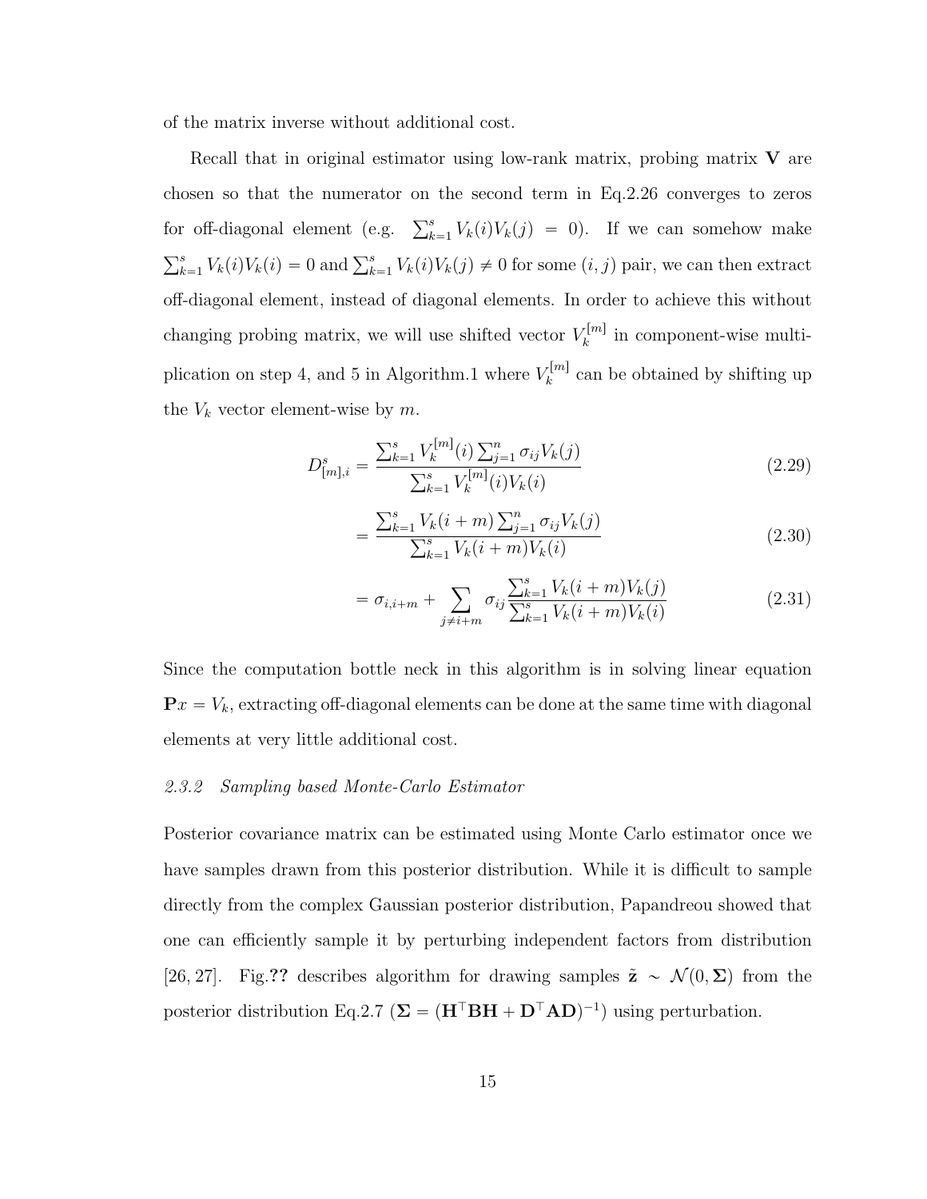of the matrix inverse without additional cost.

Recall that in original estimator using low-rank matrix, probing matrix $\mathbf{V}$ are chosen so that the numerator on the second term in Eq.2.26 converges to zeros for off-diagonal element (e.g. $\sum_{k=1}^{s} V_k(i)V_k(j) = 0$). If we can somehow make $\sum_{k=1}^{s} V_k(i)V_k(i) = 0$ and $\sum_{k=1}^{s} V_k(i)V_k(j) \neq 0$ for some $(i, j)$ pair, we can then extract off-diagonal element, instead of diagonal elements. In order to achieve this without changing probing matrix, we will use shifted vector $V_k^{[m]}$ in component-wise multiplication on step 4, and 5 in Algorithm.1 where $V_k^{[m]}$ can be obtained by shifting up the $V_k$ vector element-wise by $m$.

$$D_{[m],i}^{s} = \frac{\sum_{k=1}^{s} V_k^{[m]}(i) \sum_{j=1}^{n} \sigma_{ij} V_k(j)}{\sum_{k=1}^{s} V_k^{[m]}(i) V_k(i)} \tag{2.29}$$

$$= \frac{\sum_{k=1}^{s} V_k(i+m) \sum_{j=1}^{n} \sigma_{ij} V_k(j)}{\sum_{k=1}^{s} V_k(i+m) V_k(i)} \tag{2.30}$$

$$= \sigma_{i,i+m} + \sum_{j \neq i+m} \sigma_{ij} \frac{\sum_{k=1}^{s} V_k(i+m) V_k(j)}{\sum_{k=1}^{s} V_k(i+m) V_k(i)} \tag{2.31}$$

Since the computation bottle neck in this algorithm is in solving linear equation $\mathbf{P}x = V_k$, extracting off-diagonal elements can be done at the same time with diagonal elements at very little additional cost.

### 2.3.2 Sampling based Monte-Carlo Estimator

Posterior covariance matrix can be estimated using Monte Carlo estimator once we have samples drawn from this posterior distribution. While it is difficult to sample directly from the complex Gaussian posterior distribution, Papandreou showed that one can efficiently sample it by perturbing independent factors from distribution [26, 27]. Fig.?? describes algorithm for drawing samples $\tilde{\mathbf{z}} \sim \mathcal{N}(0, \mathbf{\Sigma})$ from the posterior distribution Eq.2.7 ($\mathbf{\Sigma} = (\mathbf{H}^\top \mathbf{B} \mathbf{H} + \mathbf{D}^\top \mathbf{A} \mathbf{D})^{-1}$) using perturbation.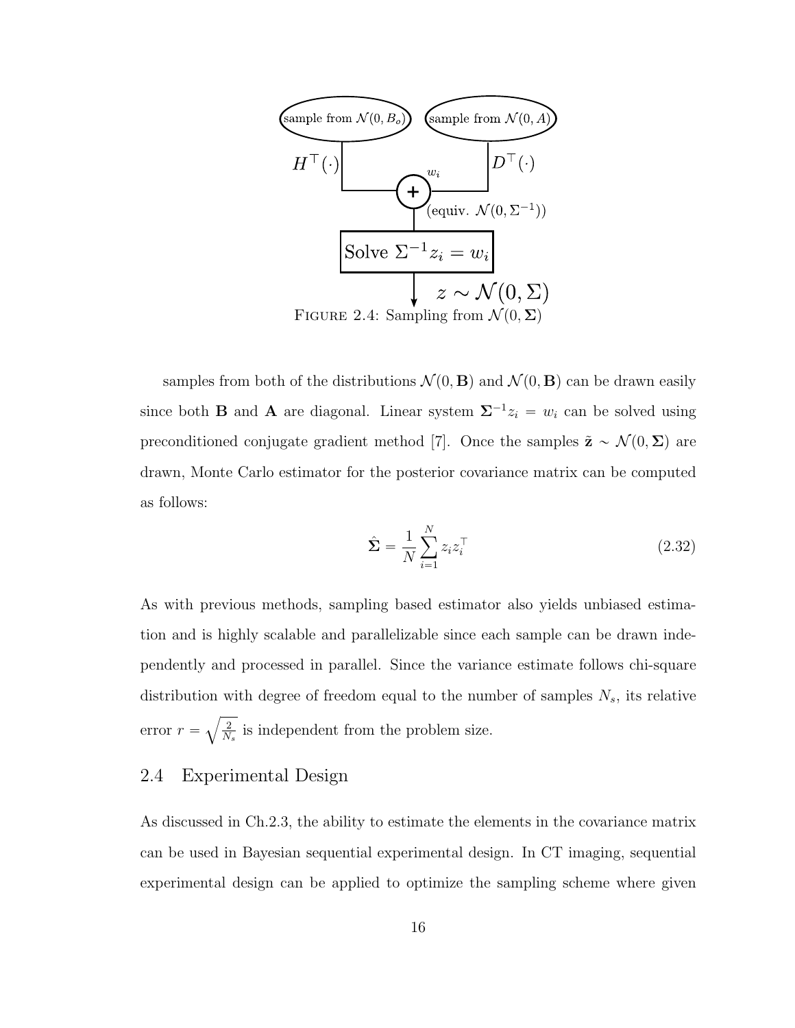sample from $\mathcal{N}(0, B_o)$

sample from $\mathcal{N}(0, A)$

$H^\top(\cdot)$

$D^\top(\cdot)$

$w_i$

+

(equiv. $\mathcal{N}(0, \Sigma^{-1})$)

Solve $\Sigma^{-1} z_i = w_i$

$z \sim \mathcal{N}(0, \Sigma)$

FIGURE 2.4: Sampling from $\mathcal{N}(0, \mathbf{\Sigma})$

samples from both of the distributions $\mathcal{N}(0, \mathbf{B})$ and $\mathcal{N}(0, \mathbf{B})$ can be drawn easily since both $\mathbf{B}$ and $\mathbf{A}$ are diagonal. Linear system $\mathbf{\Sigma}^{-1} z_i = w_i$ can be solved using preconditioned conjugate gradient method [7]. Once the samples $\tilde{\mathbf{z}} \sim \mathcal{N}(0, \mathbf{\Sigma})$ are drawn, Monte Carlo estimator for the posterior covariance matrix can be computed as follows:

$$\hat{\mathbf{\Sigma}} = \frac{1}{N} \sum_{i=1}^{N} z_i z_i^\top \tag{2.32}$$

As with previous methods, sampling based estimator also yields unbiased estimation and is highly scalable and parallelizable since each sample can be drawn independently and processed in parallel. Since the variance estimate follows chi-square distribution with degree of freedom equal to the number of samples $N_s$, its relative error $r = \sqrt{\frac{2}{N_s}}$ is independent from the problem size.

## 2.4 Experimental Design

As discussed in Ch.2.3, the ability to estimate the elements in the covariance matrix can be used in Bayesian sequential experimental design. In CT imaging, sequential experimental design can be applied to optimize the sampling scheme where given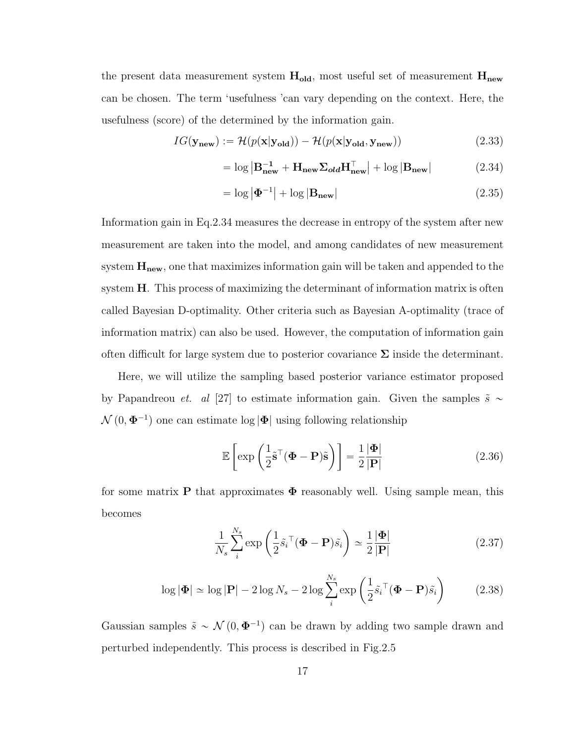the present data measurement system $\mathbf{H_{old}}$, most useful set of measurement $\mathbf{H_{new}}$ can be chosen. The term 'usefulness 'can vary depending on the context. Here, the usefulness (score) of the determined by the information gain.

$$IG(\mathbf{y_{new}}) := \mathcal{H}(p(\mathbf{x}|\mathbf{y_{old}})) - \mathcal{H}(p(\mathbf{x}|\mathbf{y_{old}}, \mathbf{y_{new}})) \tag{2.33}$$

$$= \log \left|\mathbf{B_{new}^{-1}} + \mathbf{H_{new}}\boldsymbol{\Sigma}_{\boldsymbol{old}}\mathbf{H_{new}^{\top}}\right| + \log |\mathbf{B_{new}}| \tag{2.34}$$

$$= \log \left|\boldsymbol{\Phi}^{-1}\right| + \log |\mathbf{B_{new}}| \tag{2.35}$$

Information gain in Eq.2.34 measures the decrease in entropy of the system after new measurement are taken into the model, and among candidates of new measurement system $\mathbf{H_{new}}$, one that maximizes information gain will be taken and appended to the system $\mathbf{H}$. This process of maximizing the determinant of information matrix is often called Bayesian D-optimality. Other criteria such as Bayesian A-optimality (trace of information matrix) can also be used. However, the computation of information gain often difficult for large system due to posterior covariance $\boldsymbol{\Sigma}$ inside the determinant.

Here, we will utilize the sampling based posterior variance estimator proposed by Papandreou *et. al* [27] to estimate information gain. Given the samples $\tilde{s} \sim \mathcal{N}\left(0, \boldsymbol{\Phi}^{-1}\right)$ one can estimate $\log |\boldsymbol{\Phi}|$ using following relationship

$$\mathbb{E}\left[\exp\left(\frac{1}{2}\tilde{\mathbf{s}}^{\top}(\boldsymbol{\Phi} - \mathbf{P})\tilde{\mathbf{s}}\right)\right] = \frac{1}{2}\frac{|\boldsymbol{\Phi}|}{|\mathbf{P}|} \tag{2.36}$$

for some matrix $\mathbf{P}$ that approximates $\boldsymbol{\Phi}$ reasonably well. Using sample mean, this becomes

$$\frac{1}{N_s}\sum_{i}^{N_s}\exp\left(\frac{1}{2}\tilde{s_i}^{\top}(\boldsymbol{\Phi} - \mathbf{P})\tilde{s_i}\right) \simeq \frac{1}{2}\frac{|\boldsymbol{\Phi}|}{|\mathbf{P}|} \tag{2.37}$$

$$\log |\boldsymbol{\Phi}| \simeq \log |\mathbf{P}| - 2\log N_s - 2\log \sum_{i}^{N_s}\exp\left(\frac{1}{2}\tilde{s_i}^{\top}(\boldsymbol{\Phi} - \mathbf{P})\tilde{s_i}\right) \tag{2.38}$$

Gaussian samples $\tilde{s} \sim \mathcal{N}\left(0, \boldsymbol{\Phi}^{-1}\right)$ can be drawn by adding two sample drawn and perturbed independently. This process is described in Fig.2.5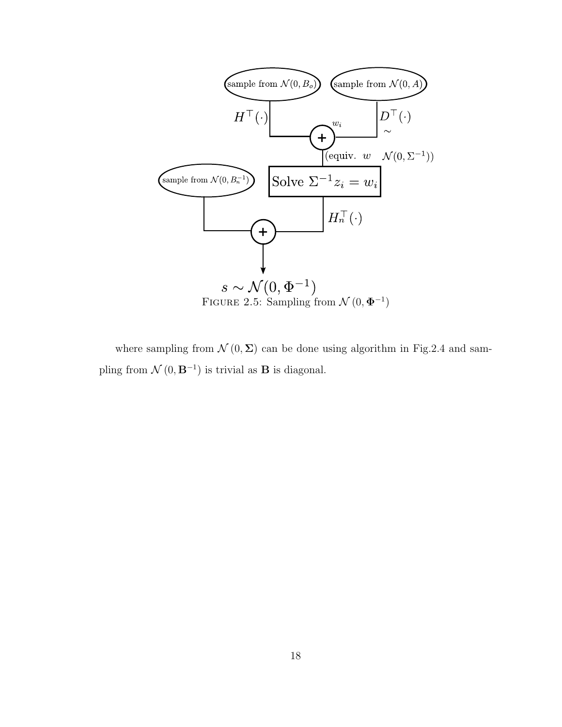sample from $\mathcal{N}(0, B_o)$

sample from $\mathcal{N}(0, A)$

$H^\top(\cdot)$

$w_i$

$D^\top(\cdot)$

$\sim$

(equiv. $w$ $\mathcal{N}(0, \Sigma^{-1})$)

sample from $\mathcal{N}(0, B_n^{-1})$

Solve $\Sigma^{-1} z_i = w_i$

$H_n^\top(\cdot)$

$s \sim \mathcal{N}(0, \Phi^{-1})$

FIGURE 2.5: Sampling from $\mathcal{N}(0, \mathbf{\Phi}^{-1})$

where sampling from $\mathcal{N}(0, \mathbf{\Sigma})$ can be done using algorithm in Fig.2.4 and sampling from $\mathcal{N}(0, \mathbf{B}^{-1})$ is trivial as $\mathbf{B}$ is diagonal.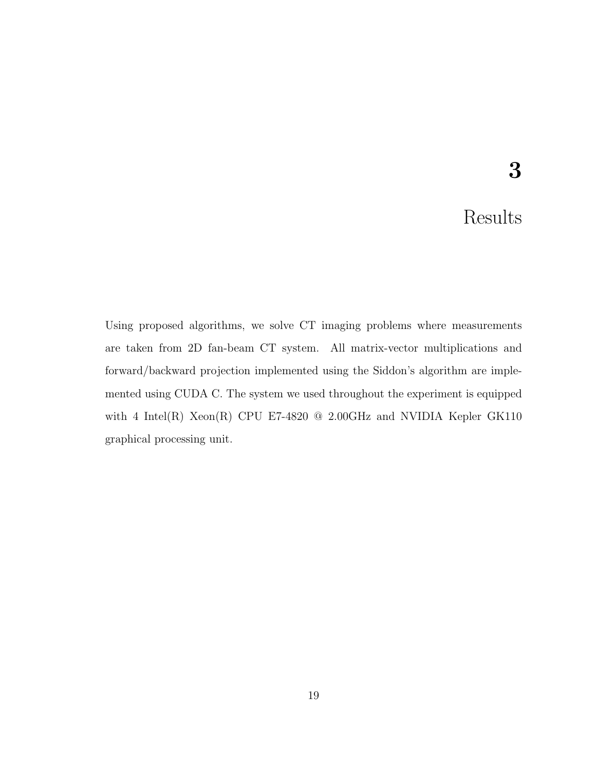# 3 Results

Using proposed algorithms, we solve CT imaging problems where measurements are taken from 2D fan-beam CT system. All matrix-vector multiplications and forward/backward projection implemented using the Siddon's algorithm are implemented using CUDA C. The system we used throughout the experiment is equipped with 4 Intel(R) Xeon(R) CPU E7-4820 @ 2.00GHz and NVIDIA Kepler GK110 graphical processing unit.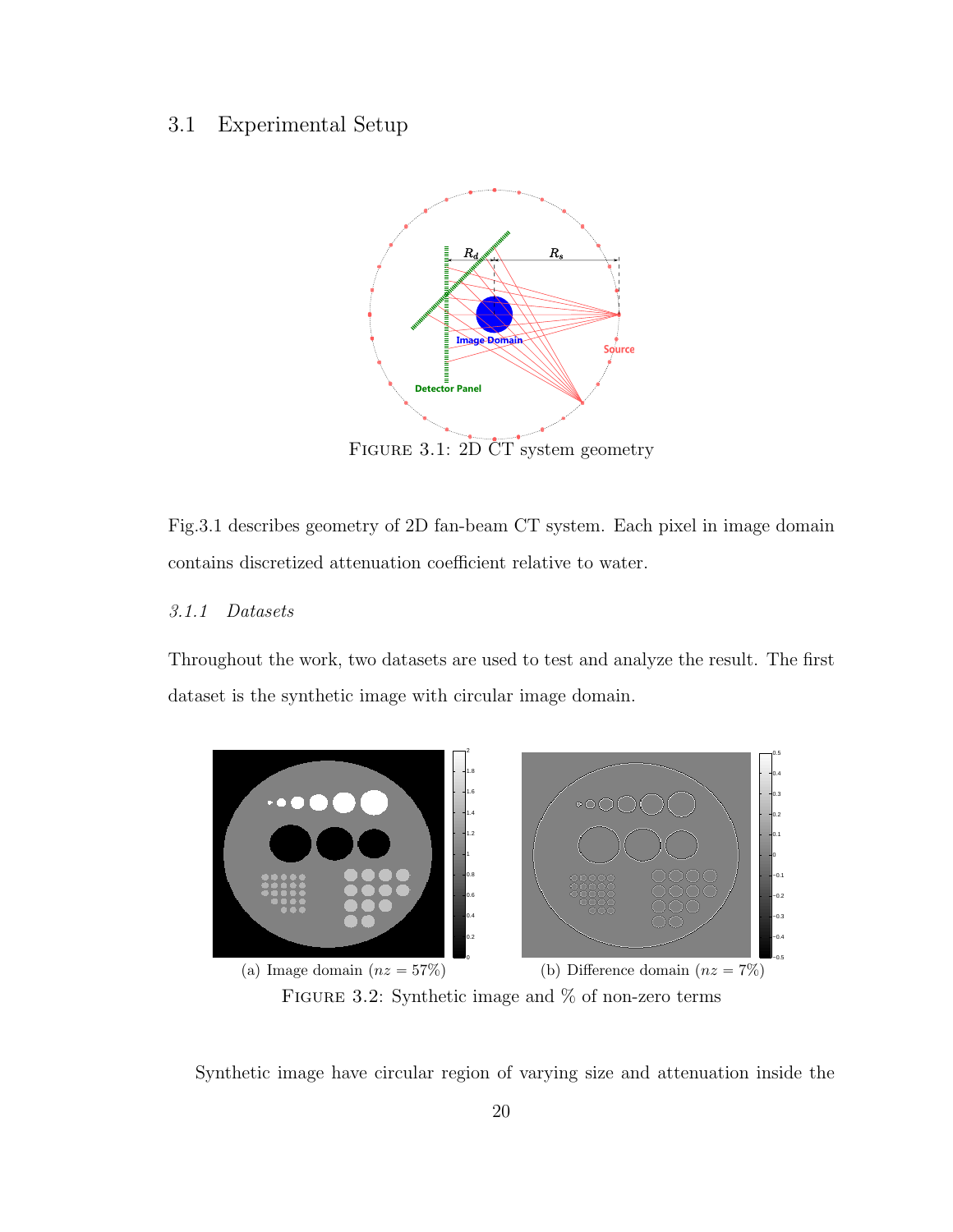## 3.1 Experimental Setup

$R_d$

$R_s$

Image Domain

Source

Detector Panel

FIGURE 3.1: 2D CT system geometry

Fig.3.1 describes geometry of 2D fan-beam CT system. Each pixel in image domain contains discretized attenuation coefficient relative to water.

### *3.1.1 Datasets*

Throughout the work, two datasets are used to test and analyze the result. The first dataset is the synthetic image with circular image domain.

(a) Image domain ($nz = 57\%$)

(b) Difference domain ($nz = 7\%$)

FIGURE 3.2: Synthetic image and % of non-zero terms

Synthetic image have circular region of varying size and attenuation inside the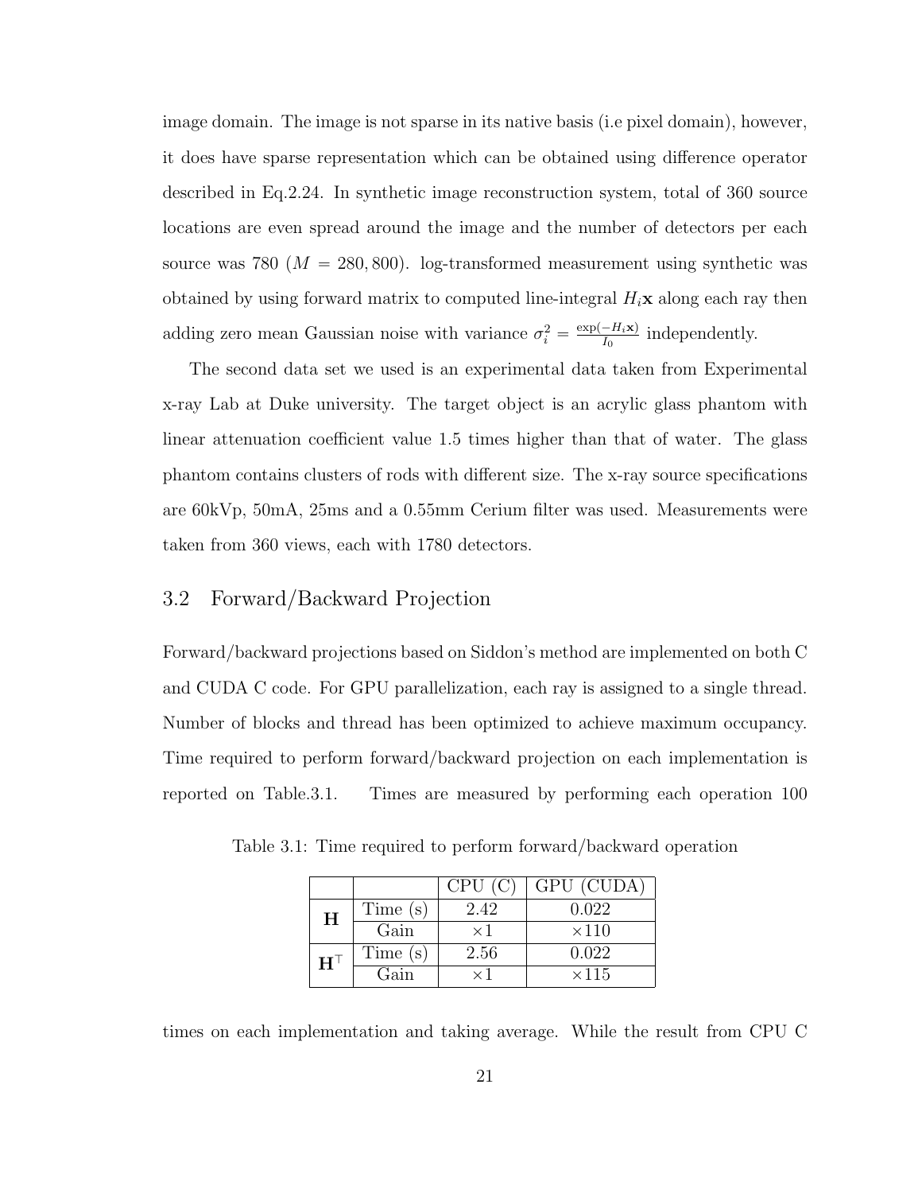image domain. The image is not sparse in its native basis (i.e pixel domain), however, it does have sparse representation which can be obtained using difference operator described in Eq.2.24. In synthetic image reconstruction system, total of 360 source locations are even spread around the image and the number of detectors per each source was 780 ($M = 280,800$). log-transformed measurement using synthetic was obtained by using forward matrix to computed line-integral $H_i\mathbf{x}$ along each ray then adding zero mean Gaussian noise with variance $\sigma_i^2 = \frac{\exp(-H_i\mathbf{x})}{I_0}$ independently.

The second data set we used is an experimental data taken from Experimental x-ray Lab at Duke university. The target object is an acrylic glass phantom with linear attenuation coefficient value 1.5 times higher than that of water. The glass phantom contains clusters of rods with different size. The x-ray source specifications are 60kVp, 50mA, 25ms and a 0.55mm Cerium filter was used. Measurements were taken from 360 views, each with 1780 detectors.

## 3.2 Forward/Backward Projection

Forward/backward projections based on Siddon's method are implemented on both C and CUDA C code. For GPU parallelization, each ray is assigned to a single thread. Number of blocks and thread has been optimized to achieve maximum occupancy. Time required to perform forward/backward projection on each implementation is reported on Table.3.1. Times are measured by performing each operation 100

Table 3.1: Time required to perform forward/backward operation

| | | CPU (C) | GPU (CUDA) |
|---|---|---|---|
| $\mathbf{H}$ | Time (s) | 2.42 | 0.022 |
| | Gain | $\times 1$ | $\times 110$ |
| $\mathbf{H}^\top$ | Time (s) | 2.56 | 0.022 |
| | Gain | $\times 1$ | $\times 115$ |

times on each implementation and taking average. While the result from CPU C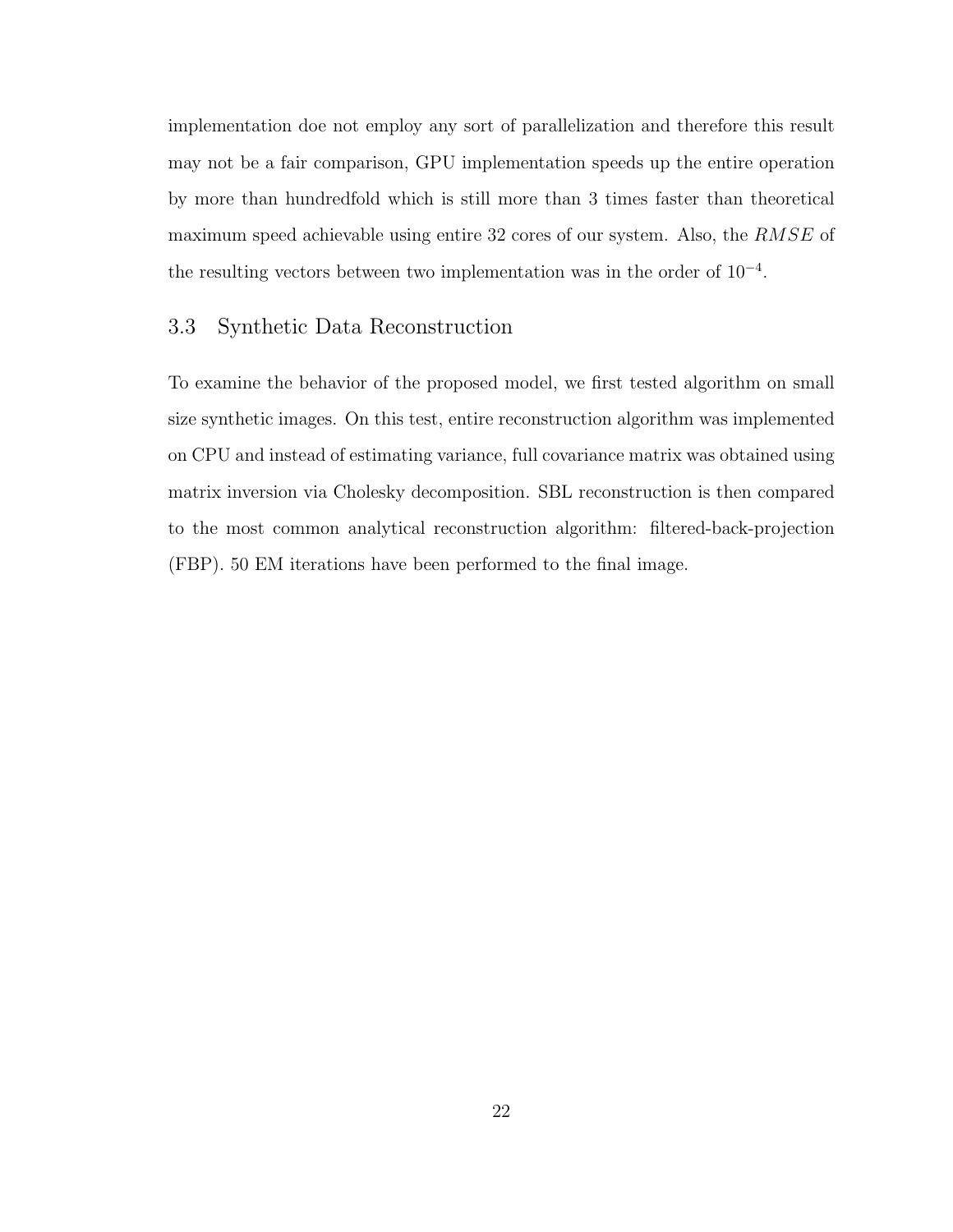implementation doe not employ any sort of parallelization and therefore this result may not be a fair comparison, GPU implementation speeds up the entire operation by more than hundredfold which is still more than 3 times faster than theoretical maximum speed achievable using entire 32 cores of our system. Also, the $RMSE$ of the resulting vectors between two implementation was in the order of $10^{-4}$.

## 3.3 Synthetic Data Reconstruction

To examine the behavior of the proposed model, we first tested algorithm on small size synthetic images. On this test, entire reconstruction algorithm was implemented on CPU and instead of estimating variance, full covariance matrix was obtained using matrix inversion via Cholesky decomposition. SBL reconstruction is then compared to the most common analytical reconstruction algorithm: filtered-back-projection (FBP). 50 EM iterations have been performed to the final image.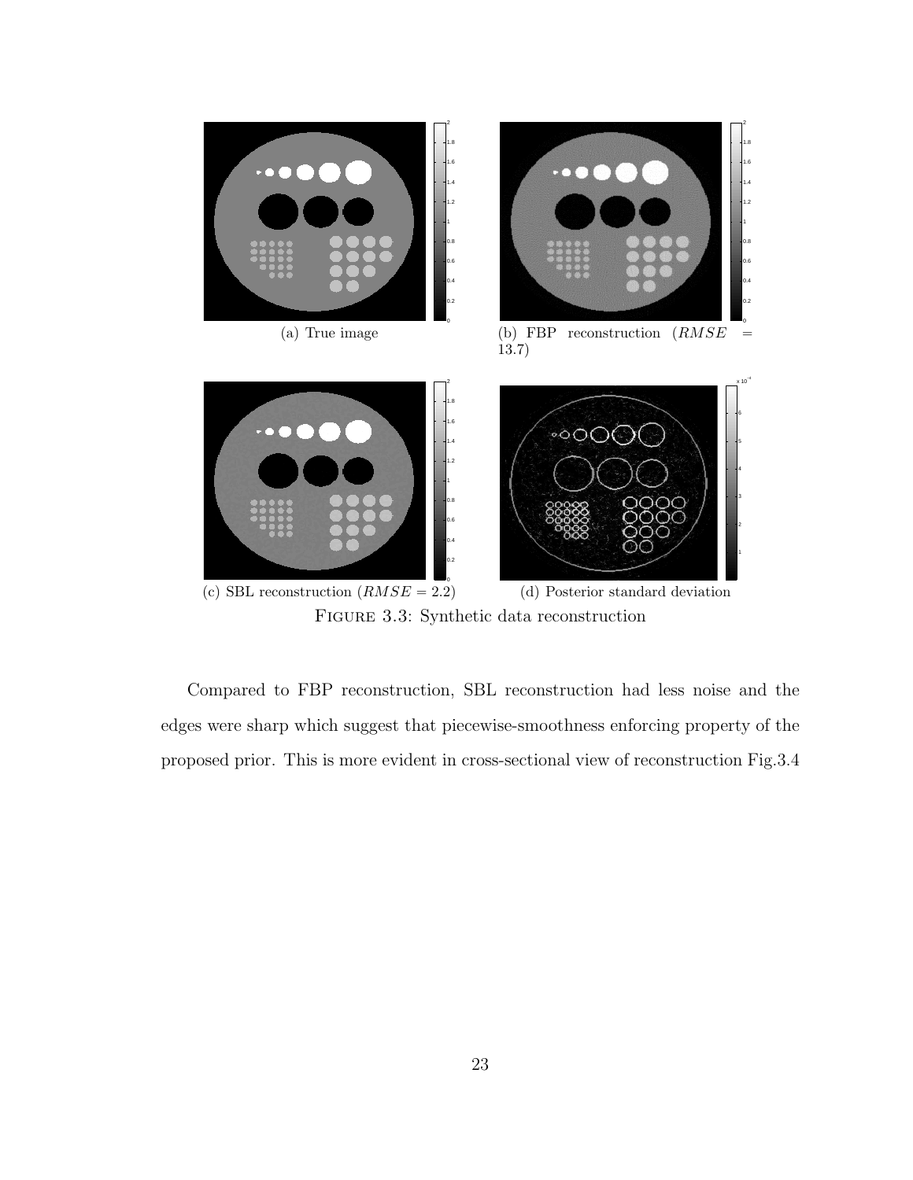(a) True image

(b) FBP reconstruction ($RMSE = 13.7$)

(c) SBL reconstruction ($RMSE = 2.2$)

(d) Posterior standard deviation

FIGURE 3.3: Synthetic data reconstruction

Compared to FBP reconstruction, SBL reconstruction had less noise and the edges were sharp which suggest that piecewise-smoothness enforcing property of the proposed prior. This is more evident in cross-sectional view of reconstruction Fig.3.4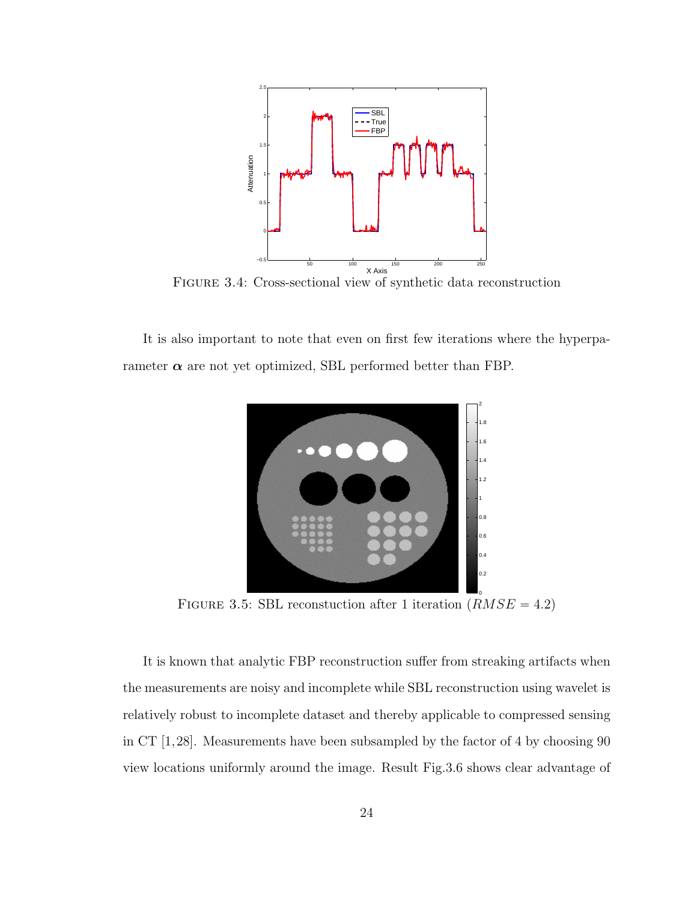FIGURE 3.4: Cross-sectional view of synthetic data reconstruction

It is also important to note that even on first few iterations where the hyperparameter $\boldsymbol{\alpha}$ are not yet optimized, SBL performed better than FBP.

FIGURE 3.5: SBL reconstuction after 1 iteration ($RMSE = 4.2$)

It is known that analytic FBP reconstruction suffer from streaking artifacts when the measurements are noisy and incomplete while SBL reconstruction using wavelet is relatively robust to incomplete dataset and thereby applicable to compressed sensing in CT [1,28]. Measurements have been subsampled by the factor of 4 by choosing 90 view locations uniformly around the image. Result Fig.3.6 shows clear advantage of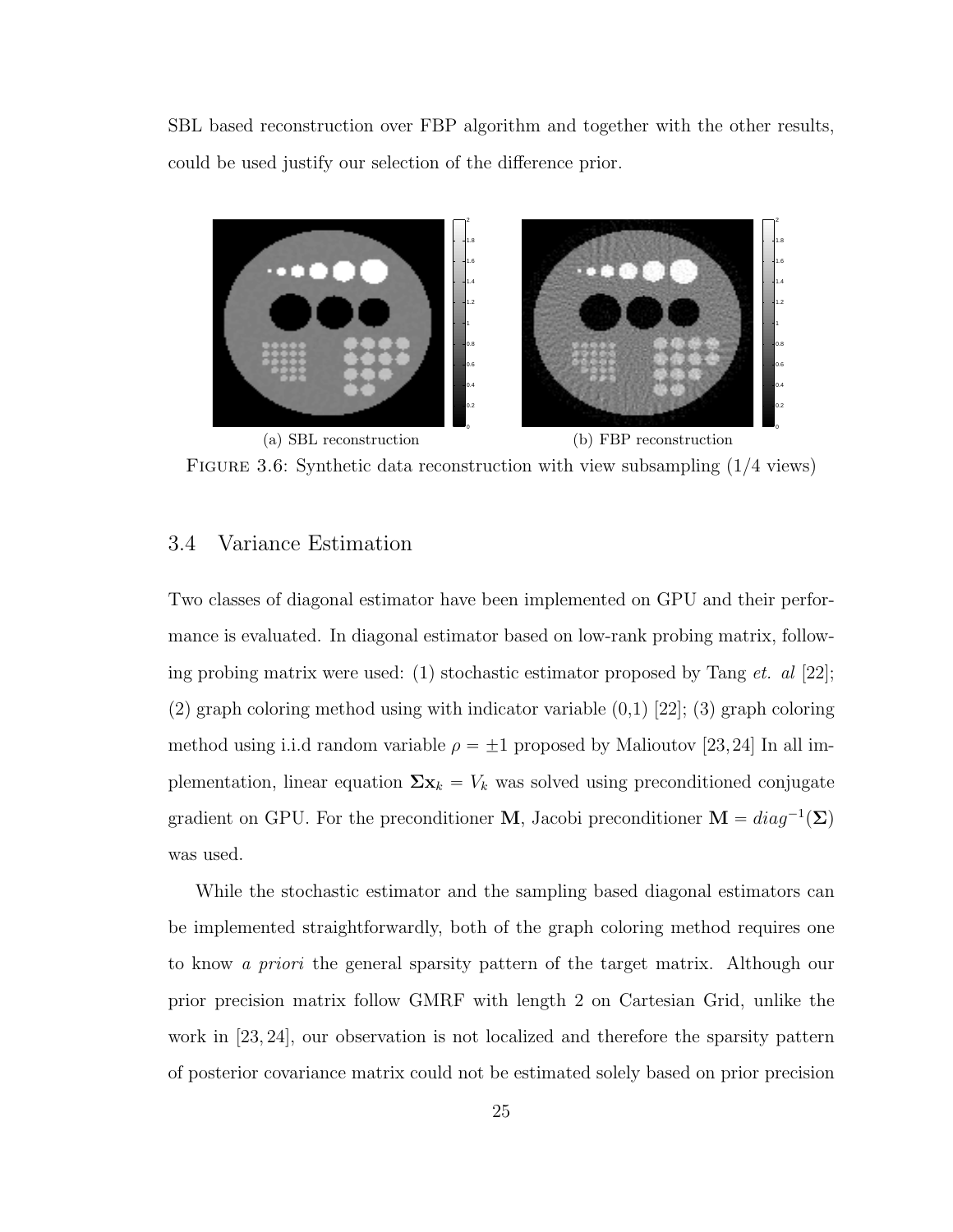SBL based reconstruction over FBP algorithm and together with the other results, could be used justify our selection of the difference prior.

(a) SBL reconstruction

(b) FBP reconstruction

Figure 3.6: Synthetic data reconstruction with view subsampling (1/4 views)

## 3.4 Variance Estimation

Two classes of diagonal estimator have been implemented on GPU and their performance is evaluated. In diagonal estimator based on low-rank probing matrix, following probing matrix were used: (1) stochastic estimator proposed by Tang *et. al* [22]; (2) graph coloring method using with indicator variable (0,1) [22]; (3) graph coloring method using i.i.d random variable $\rho = \pm 1$ proposed by Malioutov [23, 24] In all implementation, linear equation $\mathbf{\Sigma x}_k = V_k$ was solved using preconditioned conjugate gradient on GPU. For the preconditioner $\mathbf{M}$, Jacobi preconditioner $\mathbf{M} = diag^{-1}(\mathbf{\Sigma})$ was used.

While the stochastic estimator and the sampling based diagonal estimators can be implemented straightforwardly, both of the graph coloring method requires one to know *a priori* the general sparsity pattern of the target matrix. Although our prior precision matrix follow GMRF with length 2 on Cartesian Grid, unlike the work in [23, 24], our observation is not localized and therefore the sparsity pattern of posterior covariance matrix could not be estimated solely based on prior precision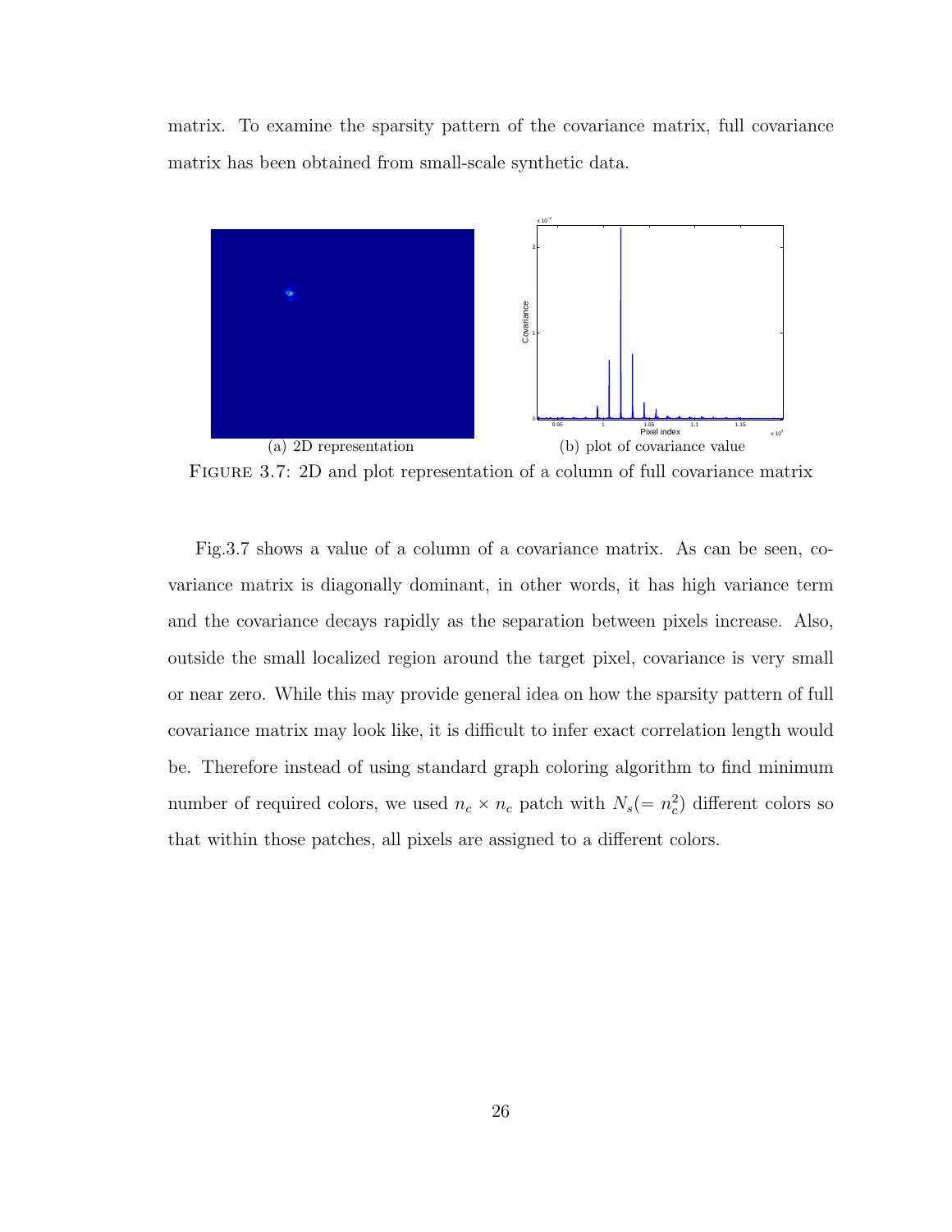matrix. To examine the sparsity pattern of the covariance matrix, full covariance matrix has been obtained from small-scale synthetic data.

(a) 2D representation

(b) plot of covariance value

FIGURE 3.7: 2D and plot representation of a column of full covariance matrix

Fig.3.7 shows a value of a column of a covariance matrix. As can be seen, covariance matrix is diagonally dominant, in other words, it has high variance term and the covariance decays rapidly as the separation between pixels increase. Also, outside the small localized region around the target pixel, covariance is very small or near zero. While this may provide general idea on how the sparsity pattern of full covariance matrix may look like, it is difficult to infer exact correlation length would be. Therefore instead of using standard graph coloring algorithm to find minimum number of required colors, we used $n_c \times n_c$ patch with $N_s (= n_c^2)$ different colors so that within those patches, all pixels are assigned to a different colors.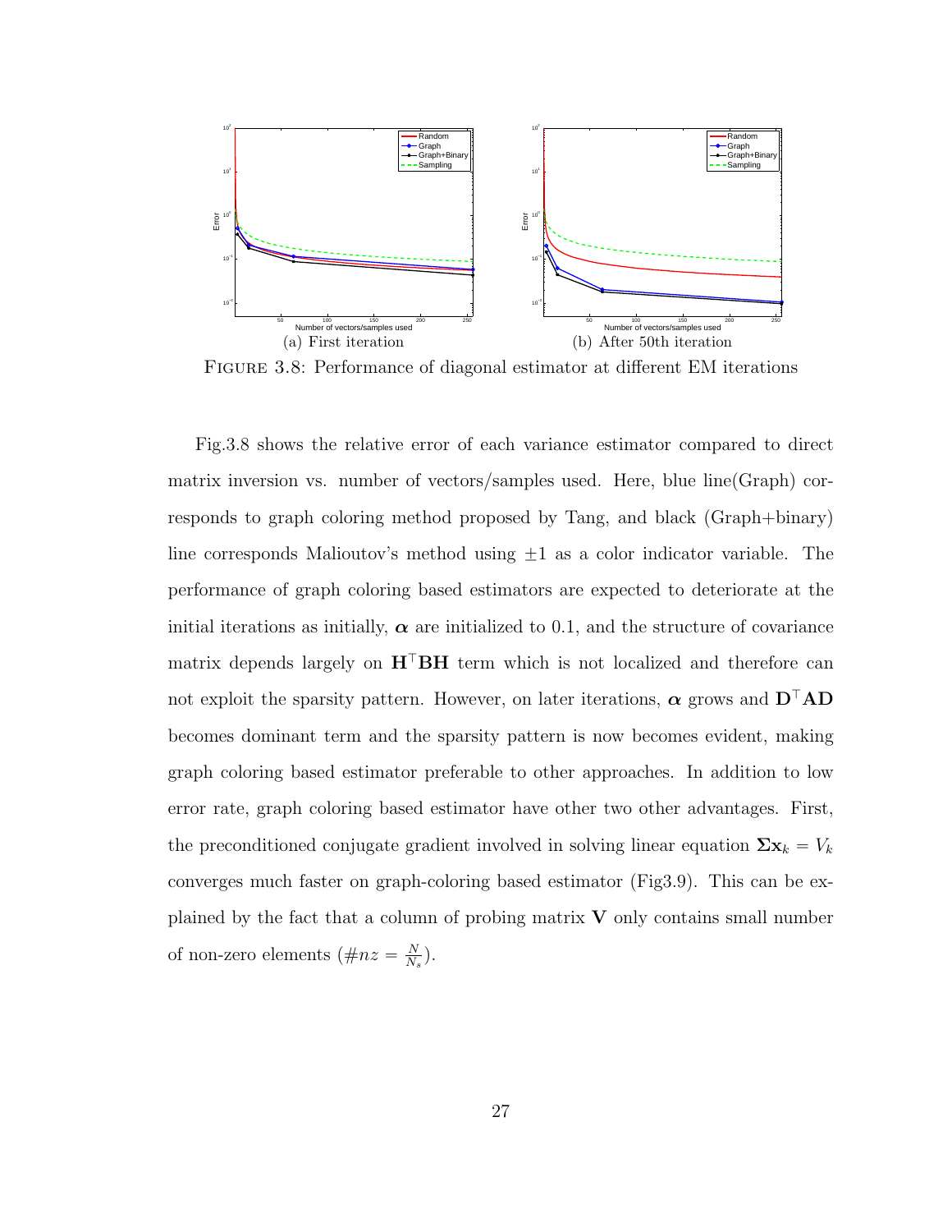Random
Graph
Graph+Binary
Sampling

$10^2$
$10^1$
$10^0$
$10^{-1}$
$10^{-2}$

Error

50 100 150 200 250

Number of vectors/samples used

(a) First iteration

Random
Graph
Graph+Binary
Sampling

$10^2$
$10^1$
$10^0$
$10^{-1}$
$10^{-2}$

Error

50 100 150 200 250

Number of vectors/samples used

(b) After 50th iteration

FIGURE 3.8: Performance of diagonal estimator at different EM iterations

Fig.3.8 shows the relative error of each variance estimator compared to direct matrix inversion vs. number of vectors/samples used. Here, blue line(Graph) corresponds to graph coloring method proposed by Tang, and black (Graph+binary) line corresponds Malioutov's method using $\pm 1$ as a color indicator variable. The performance of graph coloring based estimators are expected to deteriorate at the initial iterations as initially, $\boldsymbol{\alpha}$ are initialized to 0.1, and the structure of covariance matrix depends largely on $\mathbf{H}^\top\mathbf{B}\mathbf{H}$ term which is not localized and therefore can not exploit the sparsity pattern. However, on later iterations, $\boldsymbol{\alpha}$ grows and $\mathbf{D}^\top\mathbf{A}\mathbf{D}$ becomes dominant term and the sparsity pattern is now becomes evident, making graph coloring based estimator preferable to other approaches. In addition to low error rate, graph coloring based estimator have other two other advantages. First, the preconditioned conjugate gradient involved in solving linear equation $\boldsymbol{\Sigma}\mathbf{x}_k = V_k$ converges much faster on graph-coloring based estimator (Fig3.9). This can be explained by the fact that a column of probing matrix $\mathbf{V}$ only contains small number of non-zero elements ($\#nz = \frac{N}{N_s}$).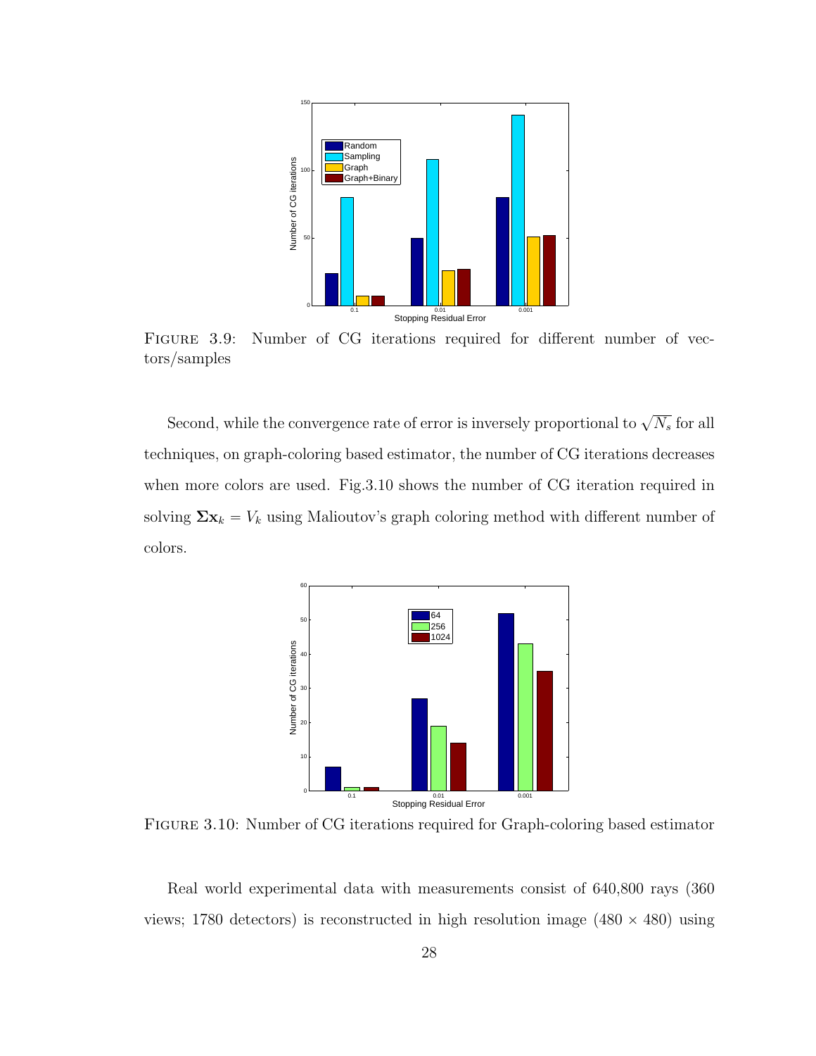150

100

50

0

Number of CG iterations

Random
Sampling
Graph
Graph+Binary

0.1
0.01
0.001

Stopping Residual Error

FIGURE 3.9: Number of CG iterations required for different number of vectors/samples

Second, while the convergence rate of error is inversely proportional to $\sqrt{N_s}$ for all techniques, on graph-coloring based estimator, the number of CG iterations decreases when more colors are used. Fig.3.10 shows the number of CG iteration required in solving $\mathbf{\Sigma x}_k = V_k$ using Malioutov's graph coloring method with different number of colors.

60

50

40

30

20

10

0

Number of CG iterations

64
256
1024

0.1
0.01
0.001

Stopping Residual Error

FIGURE 3.10: Number of CG iterations required for Graph-coloring based estimator

Real world experimental data with measurements consist of 640,800 rays (360 views; 1780 detectors) is reconstructed in high resolution image ($480 \times 480$) using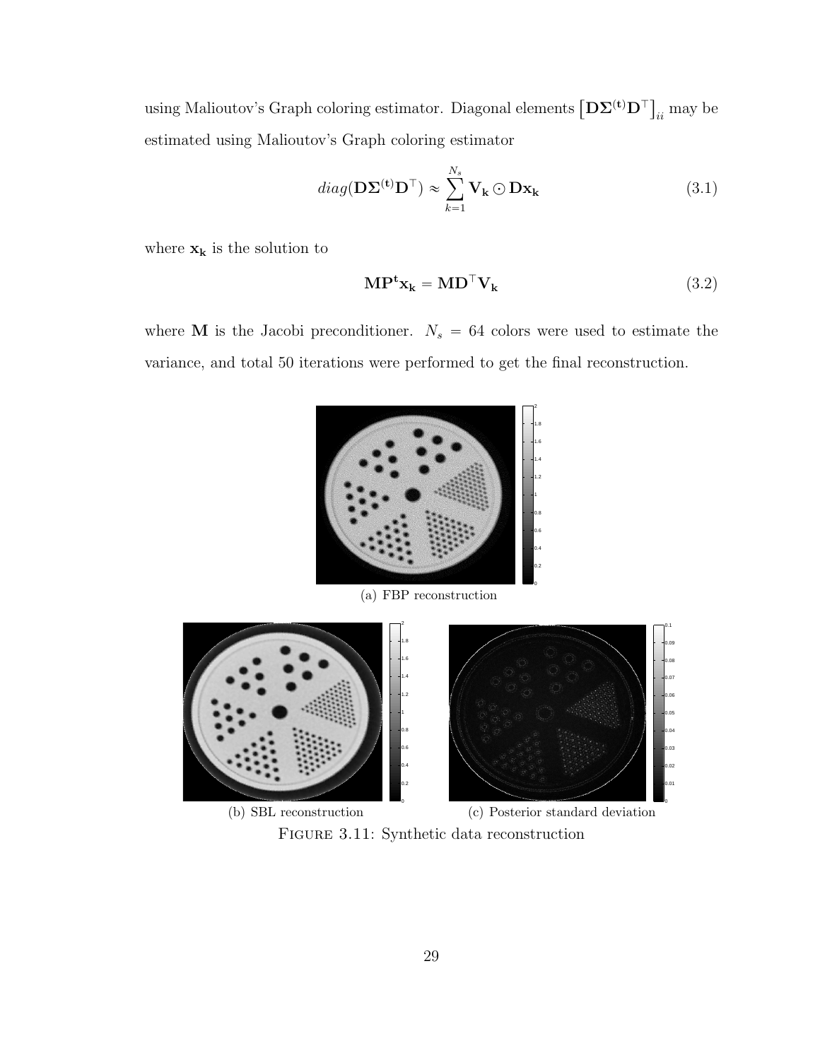using Malioutov's Graph coloring estimator. Diagonal elements $\left[\mathbf{D}\mathbf{\Sigma}^{(\mathbf{t})}\mathbf{D}^{\top}\right]_{ii}$ may be estimated using Malioutov's Graph coloring estimator

$$diag(\mathbf{D}\mathbf{\Sigma}^{(\mathbf{t})}\mathbf{D}^{\top}) \approx \sum_{k=1}^{N_s} \mathbf{V_k} \odot \mathbf{D}\mathbf{x_k} \tag{3.1}$$

where $\mathbf{x_k}$ is the solution to

$$\mathbf{M}\mathbf{P^t}\mathbf{x_k} = \mathbf{M}\mathbf{D}^{\top}\mathbf{V_k} \tag{3.2}$$

where $\mathbf{M}$ is the Jacobi preconditioner. $N_s = 64$ colors were used to estimate the variance, and total 50 iterations were performed to get the final reconstruction.

2
1.8
1.6
1.4
1.2
1
0.8
0.6
0.4
0.2
0

(a) FBP reconstruction

2
1.8
1.6
1.4
1.2
1
0.8
0.6
0.4
0.2
0

(b) SBL reconstruction

0.1
0.09
0.08
0.07
0.06
0.05
0.04
0.03
0.02
0.01
0

(c) Posterior standard deviation

Figure 3.11: Synthetic data reconstruction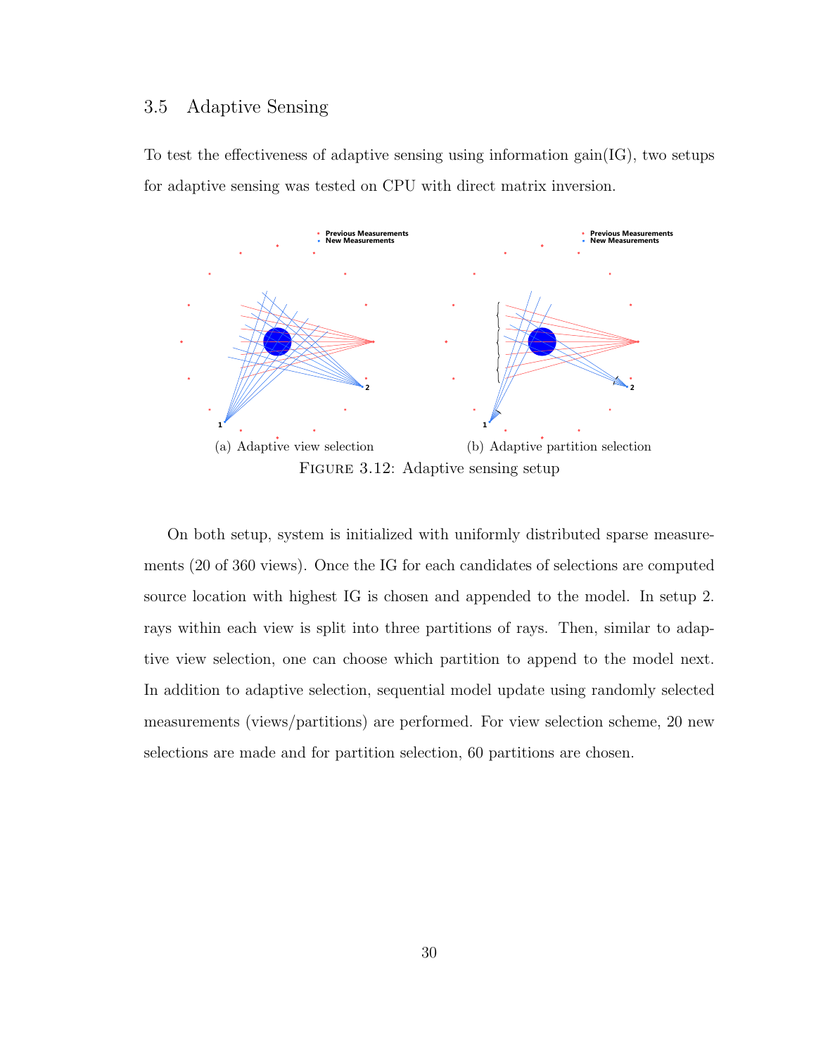### 3.5 Adaptive Sensing

To test the effectiveness of adaptive sensing using information gain(IG), two setups for adaptive sensing was tested on CPU with direct matrix inversion.

Previous Measurements
New Measurements
1
2

(a) Adaptive view selection

Previous Measurements
New Measurements
1
2

(b) Adaptive partition selection

FIGURE 3.12: Adaptive sensing setup

On both setup, system is initialized with uniformly distributed sparse measurements (20 of 360 views). Once the IG for each candidates of selections are computed source location with highest IG is chosen and appended to the model. In setup 2. rays within each view is split into three partitions of rays. Then, similar to adaptive view selection, one can choose which partition to append to the model next. In addition to adaptive selection, sequential model update using randomly selected measurements (views/partitions) are performed. For view selection scheme, 20 new selections are made and for partition selection, 60 partitions are chosen.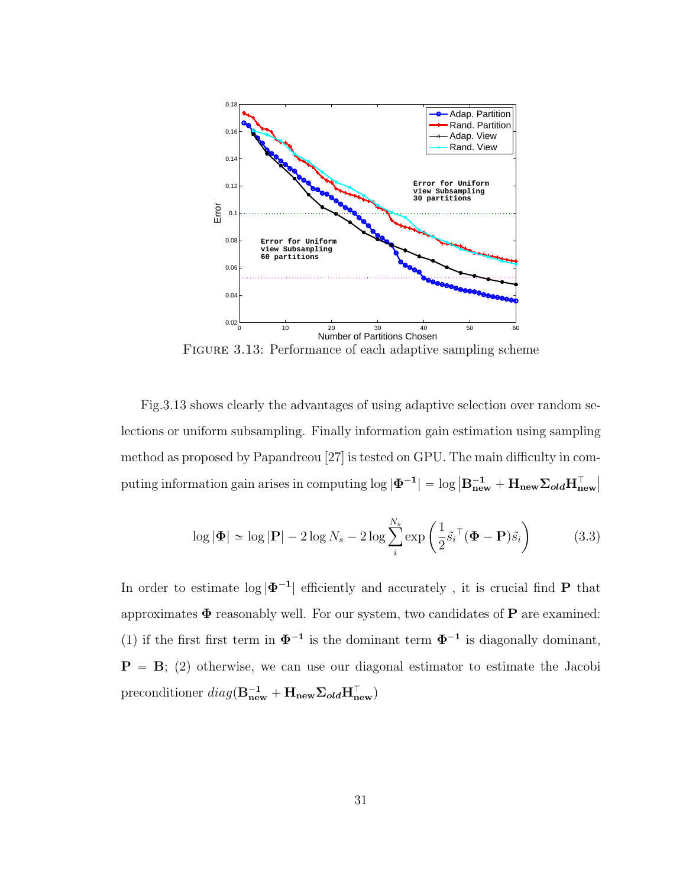0.18
0.16
0.14
0.12
0.1
0.08
0.06
0.04
0.02
Error
0
10
20
30
40
50
60
Number of Partitions Chosen
Adap. Partition
Rand. Partition
Adap. View
Rand. View
Error for Uniform view Subsampling 30 partitions
Error for Uniform view Subsampling 60 partitions

FIGURE 3.13: Performance of each adaptive sampling scheme

Fig.3.13 shows clearly the advantages of using adaptive selection over random selections or uniform subsampling. Finally information gain estimation using sampling method as proposed by Papandreou [27] is tested on GPU. The main difficulty in computing information gain arises in computing $\log|\mathbf{\Phi^{-1}}| = \log\left|\mathbf{B_{new}^{-1}} + \mathbf{H_{new}}\mathbf{\Sigma}_{\boldsymbol{old}}\mathbf{H_{new}^{\top}}\right|$

$$\log|\mathbf{\Phi}| \simeq \log|\mathbf{P}| - 2\log N_s - 2\log\sum_{i}^{N_s}\exp\left(\frac{1}{2}\tilde{s_i}^{\top}(\mathbf{\Phi}-\mathbf{P})\tilde{s_i}\right) \tag{3.3}$$

In order to estimate $\log|\mathbf{\Phi^{-1}}|$ efficiently and accurately , it is crucial find $\mathbf{P}$ that approximates $\mathbf{\Phi}$ reasonably well. For our system, two candidates of $\mathbf{P}$ are examined: (1) if the first first term in $\mathbf{\Phi^{-1}}$ is the dominant term $\mathbf{\Phi^{-1}}$ is diagonally dominant, $\mathbf{P} = \mathbf{B}$; (2) otherwise, we can use our diagonal estimator to estimate the Jacobi preconditioner $diag(\mathbf{B_{new}^{-1}} + \mathbf{H_{new}}\mathbf{\Sigma}_{\boldsymbol{old}}\mathbf{H_{new}^{\top}})$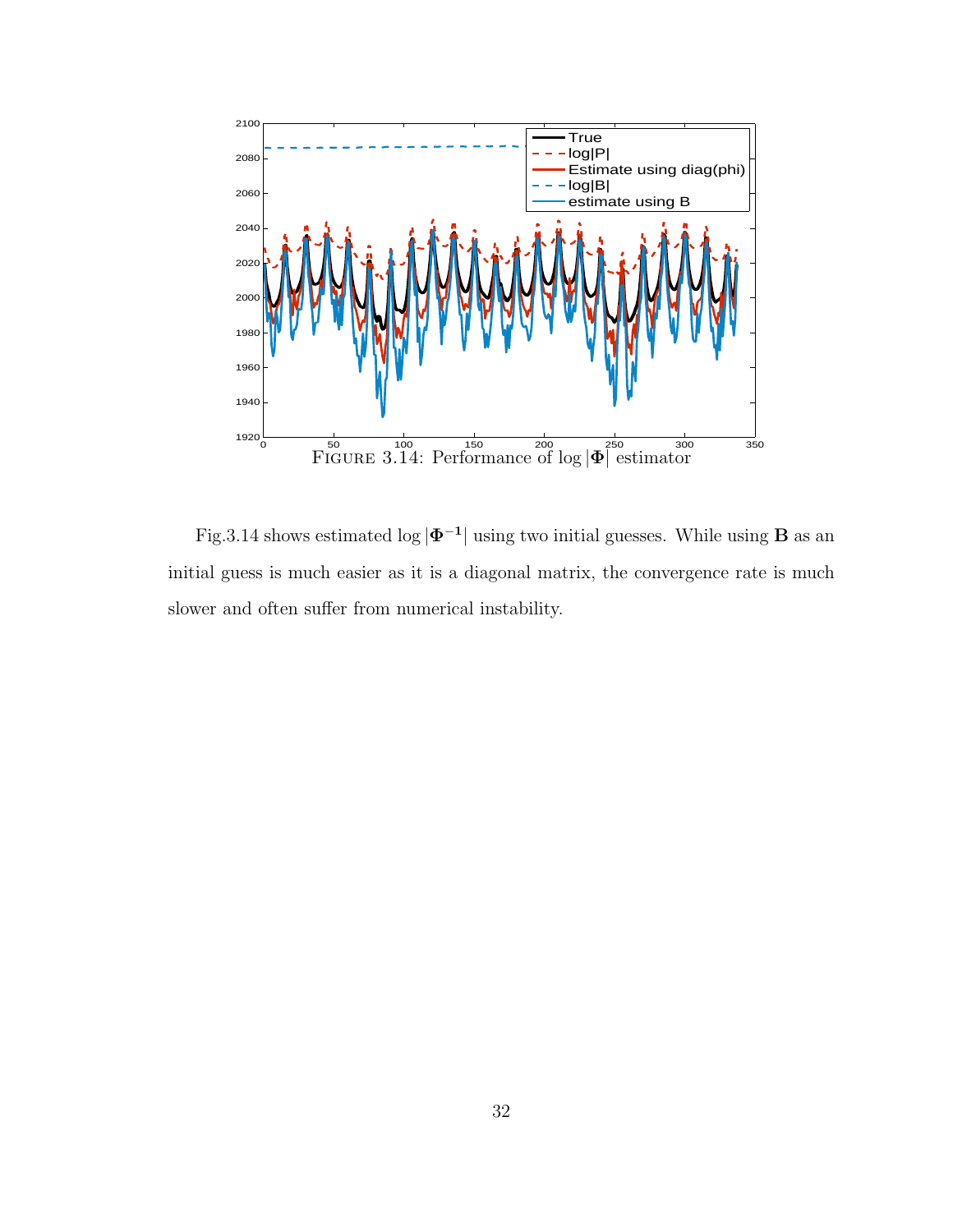2100
2080
2060
2040
2020
2000
1980
1960
1940
1920

0 50 100 150 200 250 300 350

True
log|P|
Estimate using diag(phi)
log|B|
estimate using B

FIGURE 3.14: Performance of $\log |\mathbf{\Phi}|$ estimator

Fig.3.14 shows estimated $\log |\mathbf{\Phi^{-1}}|$ using two initial guesses. While using $\mathbf{B}$ as an initial guess is much easier as it is a diagonal matrix, the convergence rate is much slower and often suffer from numerical instability.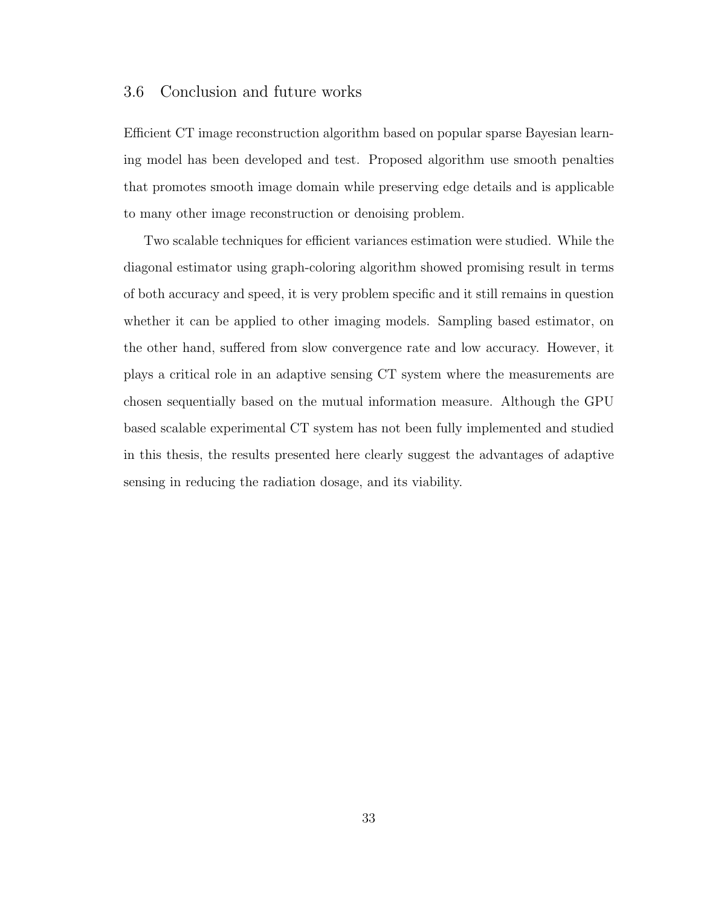## 3.6 Conclusion and future works

Efficient CT image reconstruction algorithm based on popular sparse Bayesian learning model has been developed and test. Proposed algorithm use smooth penalties that promotes smooth image domain while preserving edge details and is applicable to many other image reconstruction or denoising problem.

Two scalable techniques for efficient variances estimation were studied. While the diagonal estimator using graph-coloring algorithm showed promising result in terms of both accuracy and speed, it is very problem specific and it still remains in question whether it can be applied to other imaging models. Sampling based estimator, on the other hand, suffered from slow convergence rate and low accuracy. However, it plays a critical role in an adaptive sensing CT system where the measurements are chosen sequentially based on the mutual information measure. Although the GPU based scalable experimental CT system has not been fully implemented and studied in this thesis, the results presented here clearly suggest the advantages of adaptive sensing in reducing the radiation dosage, and its viability.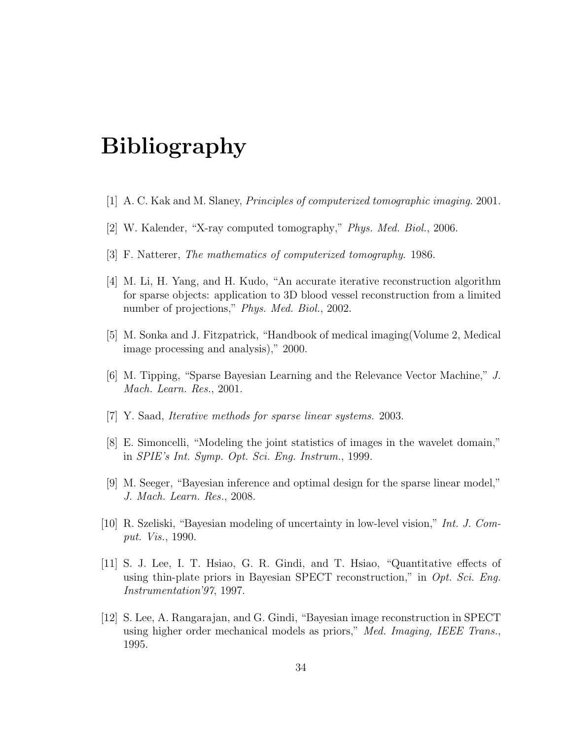# Bibliography

[1] A. C. Kak and M. Slaney, *Principles of computerized tomographic imaging*. 2001.

[2] W. Kalender, "X-ray computed tomography," *Phys. Med. Biol.*, 2006.

[3] F. Natterer, *The mathematics of computerized tomography*. 1986.

[4] M. Li, H. Yang, and H. Kudo, "An accurate iterative reconstruction algorithm for sparse objects: application to 3D blood vessel reconstruction from a limited number of projections," *Phys. Med. Biol.*, 2002.

[5] M. Sonka and J. Fitzpatrick, "Handbook of medical imaging(Volume 2, Medical image processing and analysis)," 2000.

[6] M. Tipping, "Sparse Bayesian Learning and the Relevance Vector Machine," *J. Mach. Learn. Res.*, 2001.

[7] Y. Saad, *Iterative methods for sparse linear systems*. 2003.

[8] E. Simoncelli, "Modeling the joint statistics of images in the wavelet domain," in *SPIE's Int. Symp. Opt. Sci. Eng. Instrum.*, 1999.

[9] M. Seeger, "Bayesian inference and optimal design for the sparse linear model," *J. Mach. Learn. Res.*, 2008.

[10] R. Szeliski, "Bayesian modeling of uncertainty in low-level vision," *Int. J. Comput. Vis.*, 1990.

[11] S. J. Lee, I. T. Hsiao, G. R. Gindi, and T. Hsiao, "Quantitative effects of using thin-plate priors in Bayesian SPECT reconstruction," in *Opt. Sci. Eng. Instrumentation'97*, 1997.

[12] S. Lee, A. Rangarajan, and G. Gindi, "Bayesian image reconstruction in SPECT using higher order mechanical models as priors," *Med. Imaging, IEEE Trans.*, 1995.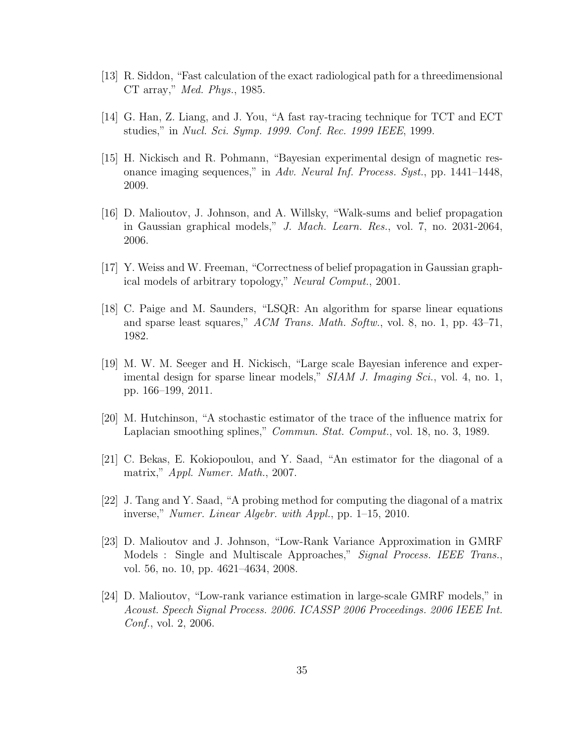[13] R. Siddon, "Fast calculation of the exact radiological path for a threedimensional CT array," *Med. Phys.*, 1985.

[14] G. Han, Z. Liang, and J. You, "A fast ray-tracing technique for TCT and ECT studies," in *Nucl. Sci. Symp. 1999. Conf. Rec. 1999 IEEE*, 1999.

[15] H. Nickisch and R. Pohmann, "Bayesian experimental design of magnetic resonance imaging sequences," in *Adv. Neural Inf. Process. Syst.*, pp. 1441–1448, 2009.

[16] D. Malioutov, J. Johnson, and A. Willsky, "Walk-sums and belief propagation in Gaussian graphical models," *J. Mach. Learn. Res.*, vol. 7, no. 2031-2064, 2006.

[17] Y. Weiss and W. Freeman, "Correctness of belief propagation in Gaussian graphical models of arbitrary topology," *Neural Comput.*, 2001.

[18] C. Paige and M. Saunders, "LSQR: An algorithm for sparse linear equations and sparse least squares," *ACM Trans. Math. Softw.*, vol. 8, no. 1, pp. 43–71, 1982.

[19] M. W. M. Seeger and H. Nickisch, "Large scale Bayesian inference and experimental design for sparse linear models," *SIAM J. Imaging Sci.*, vol. 4, no. 1, pp. 166–199, 2011.

[20] M. Hutchinson, "A stochastic estimator of the trace of the influence matrix for Laplacian smoothing splines," *Commun. Stat. Comput.*, vol. 18, no. 3, 1989.

[21] C. Bekas, E. Kokiopoulou, and Y. Saad, "An estimator for the diagonal of a matrix," *Appl. Numer. Math.*, 2007.

[22] J. Tang and Y. Saad, "A probing method for computing the diagonal of a matrix inverse," *Numer. Linear Algebr. with Appl.*, pp. 1–15, 2010.

[23] D. Malioutov and J. Johnson, "Low-Rank Variance Approximation in GMRF Models : Single and Multiscale Approaches," *Signal Process. IEEE Trans.*, vol. 56, no. 10, pp. 4621–4634, 2008.

[24] D. Malioutov, "Low-rank variance estimation in large-scale GMRF models," in *Acoust. Speech Signal Process. 2006. ICASSP 2006 Proceedings. 2006 IEEE Int. Conf.*, vol. 2, 2006.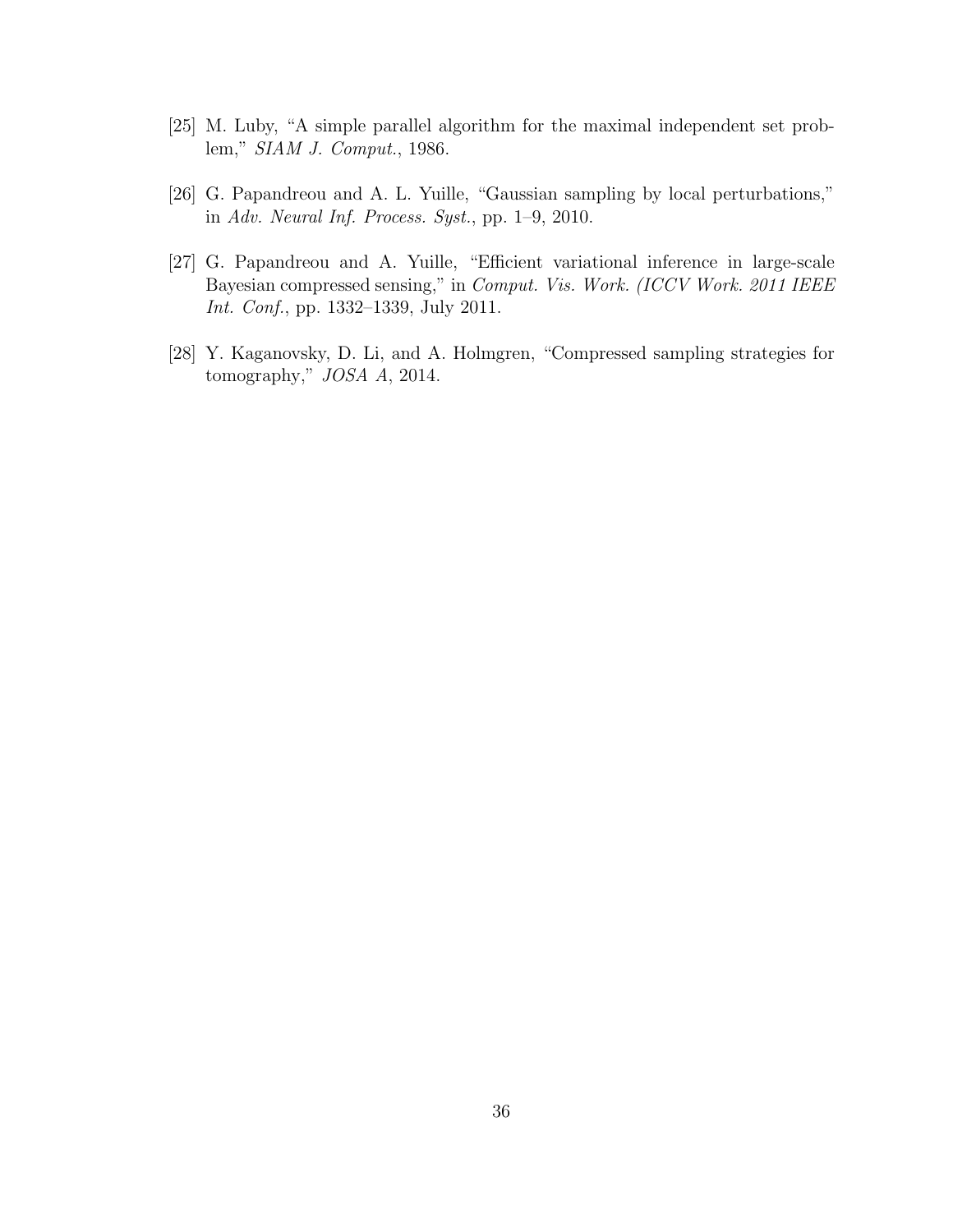[25] M. Luby, "A simple parallel algorithm for the maximal independent set problem," *SIAM J. Comput.*, 1986.

[26] G. Papandreou and A. L. Yuille, "Gaussian sampling by local perturbations," in *Adv. Neural Inf. Process. Syst.*, pp. 1–9, 2010.

[27] G. Papandreou and A. Yuille, "Efficient variational inference in large-scale Bayesian compressed sensing," in *Comput. Vis. Work. (ICCV Work. 2011 IEEE Int. Conf.*, pp. 1332–1339, July 2011.

[28] Y. Kaganovsky, D. Li, and A. Holmgren, "Compressed sampling strategies for tomography," *JOSA A*, 2014.